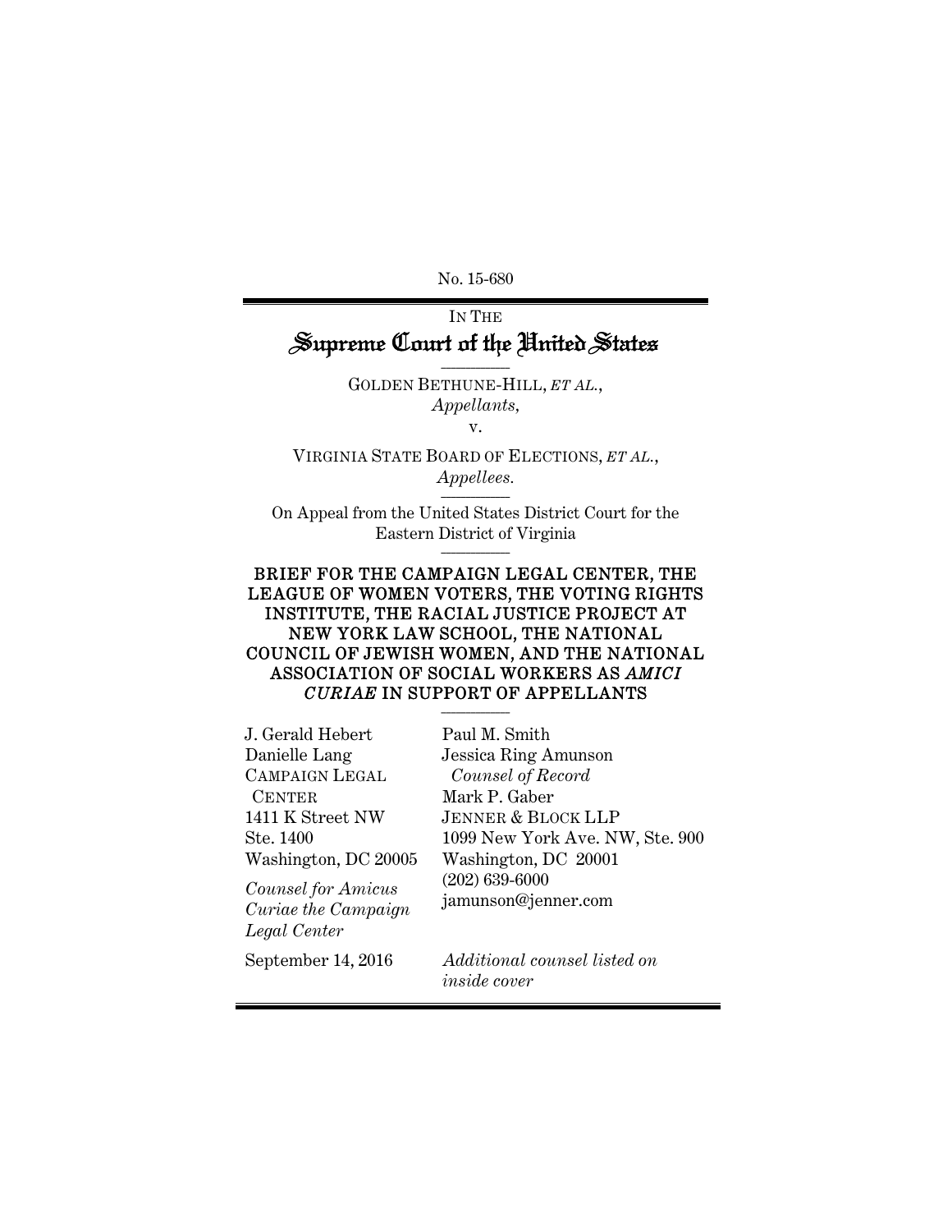No. 15-680

IN THE

# Supreme Court of the United States

GOLDEN BETHUNE-HILL, *ET AL.*,
*Appellants*,

v.

VIRGINIA STATE BOARD OF ELECTIONS, *ET AL.*,
*Appellees.*

On Appeal from the United States District Court for the Eastern District of Virginia

**BRIEF FOR THE CAMPAIGN LEGAL CENTER, THE LEAGUE OF WOMEN VOTERS, THE VOTING RIGHTS INSTITUTE, THE RACIAL JUSTICE PROJECT AT NEW YORK LAW SCHOOL, THE NATIONAL COUNCIL OF JEWISH WOMEN, AND THE NATIONAL ASSOCIATION OF SOCIAL WORKERS AS *AMICI CURIAE* IN SUPPORT OF APPELLANTS**

J. Gerald Hebert
Danielle Lang
CAMPAIGN LEGAL CENTER
1411 K Street NW
Ste. 1400
Washington, DC 20005

*Counsel for Amicus Curiae the Campaign Legal Center*

Paul M. Smith
Jessica Ring Amunson
*Counsel of Record*
Mark P. Gaber
JENNER & BLOCK LLP
1099 New York Ave. NW, Ste. 900
Washington, DC 20001
(202) 639-6000
jamunson@jenner.com

September 14, 2016

*Additional counsel listed on inside cover*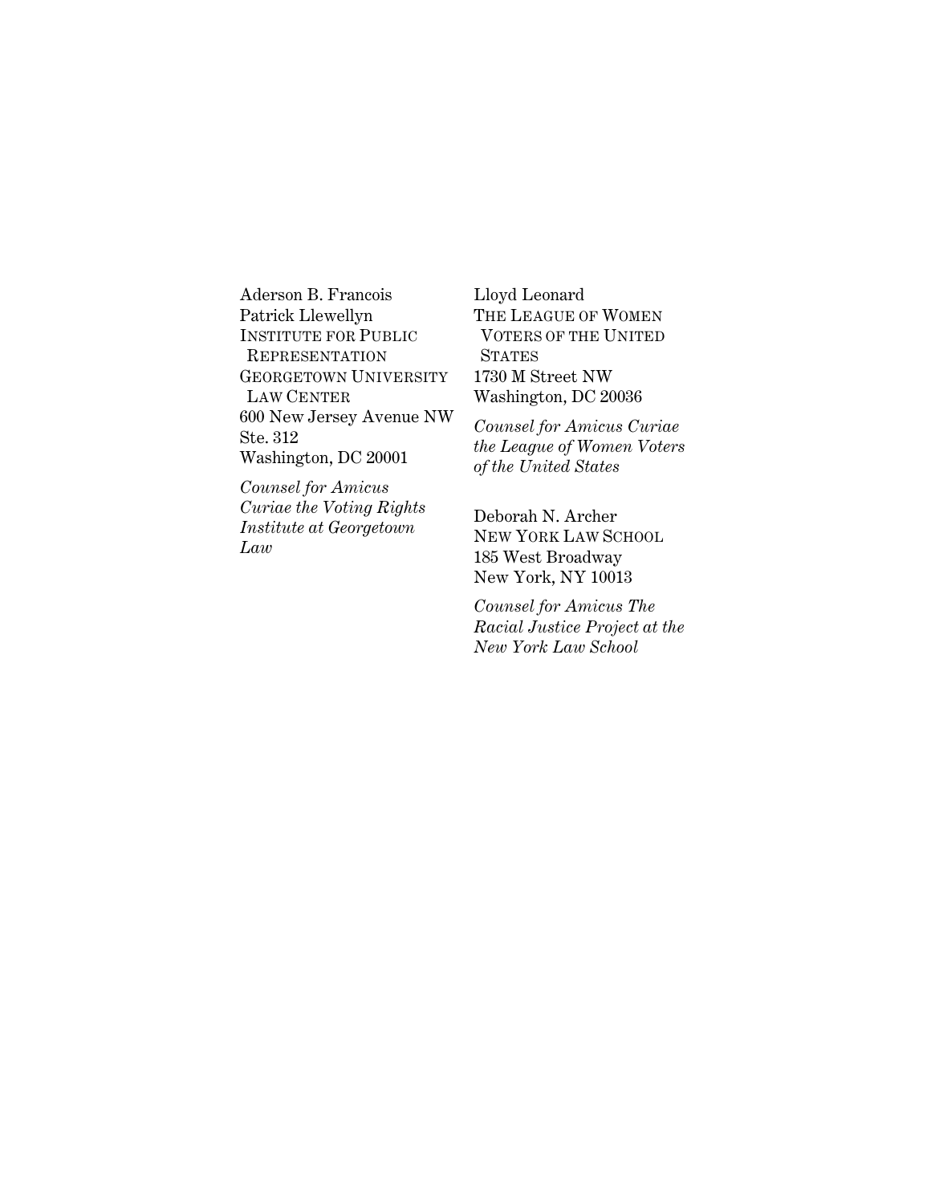Aderson B. Francois
Patrick Llewellyn
INSTITUTE FOR PUBLIC REPRESENTATION
GEORGETOWN UNIVERSITY LAW CENTER
600 New Jersey Avenue NW
Ste. 312
Washington, DC 20001

*Counsel for Amicus Curiae the Voting Rights Institute at Georgetown Law*

Lloyd Leonard
THE LEAGUE OF WOMEN VOTERS OF THE UNITED STATES
1730 M Street NW
Washington, DC 20036

*Counsel for Amicus Curiae the League of Women Voters of the United States*

Deborah N. Archer
NEW YORK LAW SCHOOL
185 West Broadway
New York, NY 10013

*Counsel for Amicus The Racial Justice Project at the New York Law School*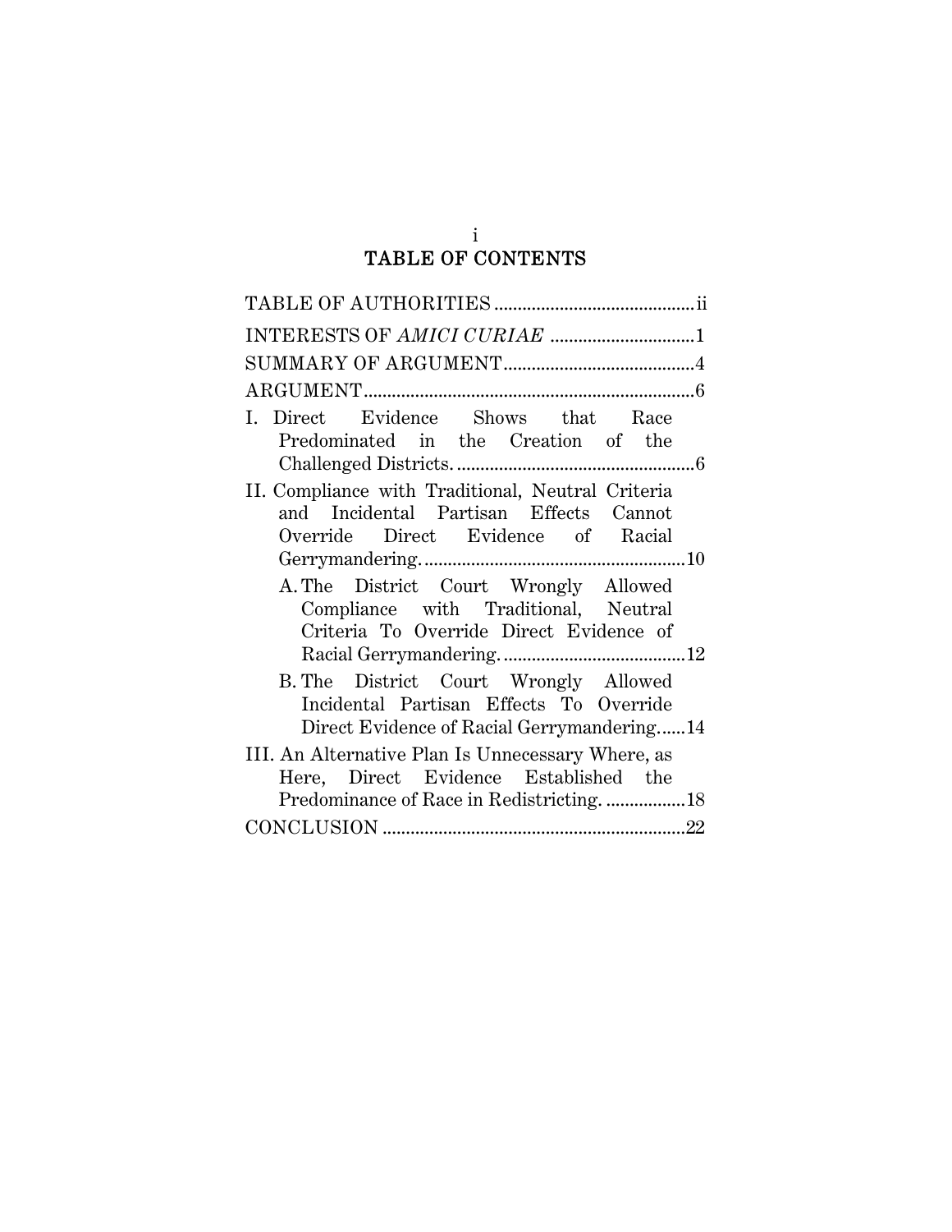# TABLE OF CONTENTS

TABLE OF AUTHORITIES .......................................... ii

INTERESTS OF *AMICI CURIAE* .............................. 1

SUMMARY OF ARGUMENT......................................... 4

ARGUMENT...................................................................... 6

I. Direct Evidence Shows that Race Predominated in the Creation of the Challenged Districts. .................................................. 6

II. Compliance with Traditional, Neutral Criteria and Incidental Partisan Effects Cannot Override Direct Evidence of Racial Gerrymandering. ....................................................... 10

   A. The District Court Wrongly Allowed Compliance with Traditional, Neutral Criteria To Override Direct Evidence of Racial Gerrymandering. ...................................... 12

   B. The District Court Wrongly Allowed Incidental Partisan Effects To Override Direct Evidence of Racial Gerrymandering...... 14

III. An Alternative Plan Is Unnecessary Where, as Here, Direct Evidence Established the Predominance of Race in Redistricting. ................. 18

CONCLUSION ................................................................ 22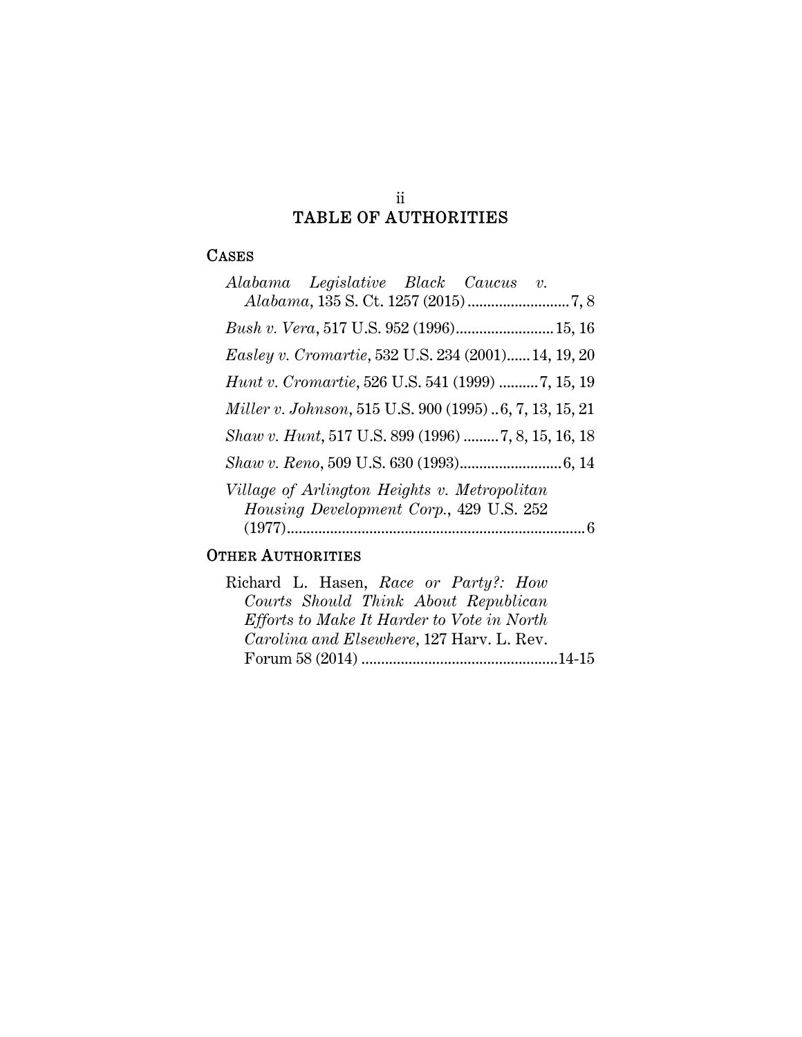# TABLE OF AUTHORITIES

## CASES

*Alabama Legislative Black Caucus v. Alabama*, 135 S. Ct. 1257 (2015) .......................... 7, 8

*Bush v. Vera*, 517 U.S. 952 (1996) ......................... 15, 16

*Easley v. Cromartie*, 532 U.S. 234 (2001) ...... 14, 19, 20

*Hunt v. Cromartie*, 526 U.S. 541 (1999) .......... 7, 15, 19

*Miller v. Johnson*, 515 U.S. 900 (1995) .. 6, 7, 13, 15, 21

*Shaw v. Hunt*, 517 U.S. 899 (1996) ......... 7, 8, 15, 16, 18

*Shaw v. Reno*, 509 U.S. 630 (1993) .......................... 6, 14

*Village of Arlington Heights v. Metropolitan Housing Development Corp.*, 429 U.S. 252 (1977) ............................................................................ 6

## OTHER AUTHORITIES

Richard L. Hasen, *Race or Party?: How Courts Should Think About Republican Efforts to Make It Harder to Vote in North Carolina and Elsewhere*, 127 Harv. L. Rev. Forum 58 (2014) ................................................. 14-15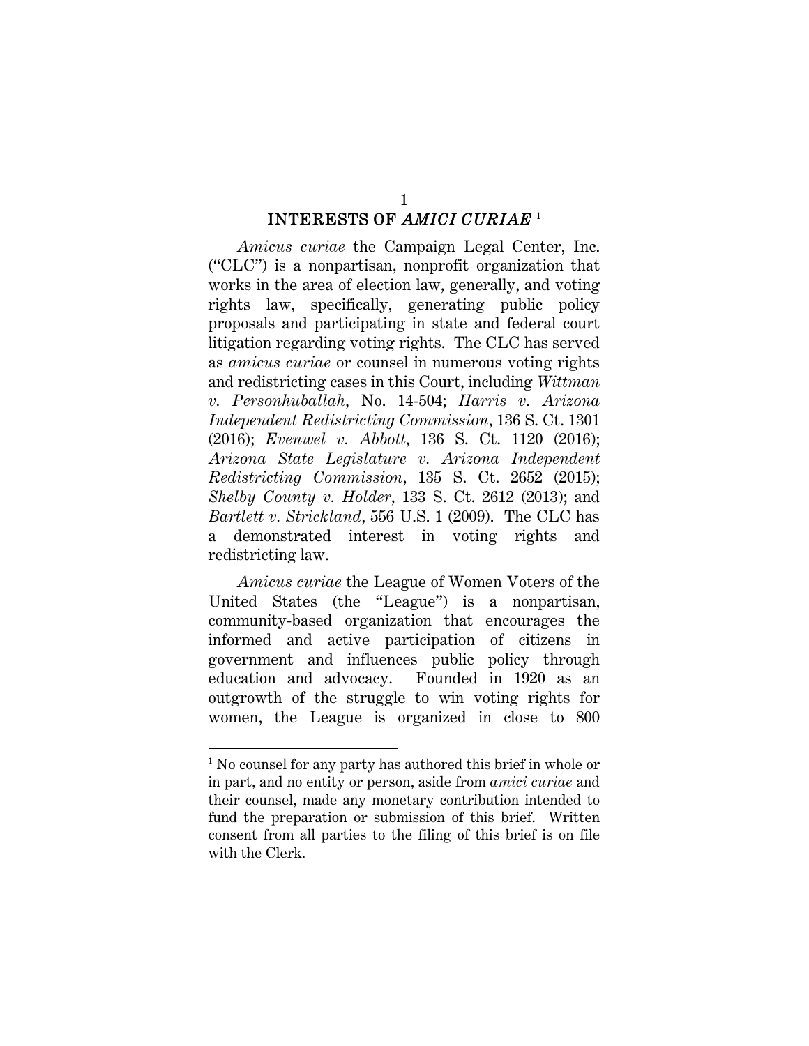# INTERESTS OF *AMICI CURIAE* [1]

*Amicus curiae* the Campaign Legal Center, Inc. ("CLC") is a nonpartisan, nonprofit organization that works in the area of election law, generally, and voting rights law, specifically, generating public policy proposals and participating in state and federal court litigation regarding voting rights. The CLC has served as *amicus curiae* or counsel in numerous voting rights and redistricting cases in this Court, including *Wittman v. Personhuballah*, No. 14-504; *Harris v. Arizona Independent Redistricting Commission*, 136 S. Ct. 1301 (2016); *Evenwel v. Abbott*, 136 S. Ct. 1120 (2016); *Arizona State Legislature v. Arizona Independent Redistricting Commission*, 135 S. Ct. 2652 (2015); *Shelby County v. Holder*, 133 S. Ct. 2612 (2013); and *Bartlett v. Strickland*, 556 U.S. 1 (2009). The CLC has a demonstrated interest in voting rights and redistricting law.

*Amicus curiae* the League of Women Voters of the United States (the "League") is a nonpartisan, community-based organization that encourages the informed and active participation of citizens in government and influences public policy through education and advocacy. Founded in 1920 as an outgrowth of the struggle to win voting rights for women, the League is organized in close to 800

---

[1] No counsel for any party has authored this brief in whole or in part, and no entity or person, aside from *amici curiae* and their counsel, made any monetary contribution intended to fund the preparation or submission of this brief. Written consent from all parties to the filing of this brief is on file with the Clerk.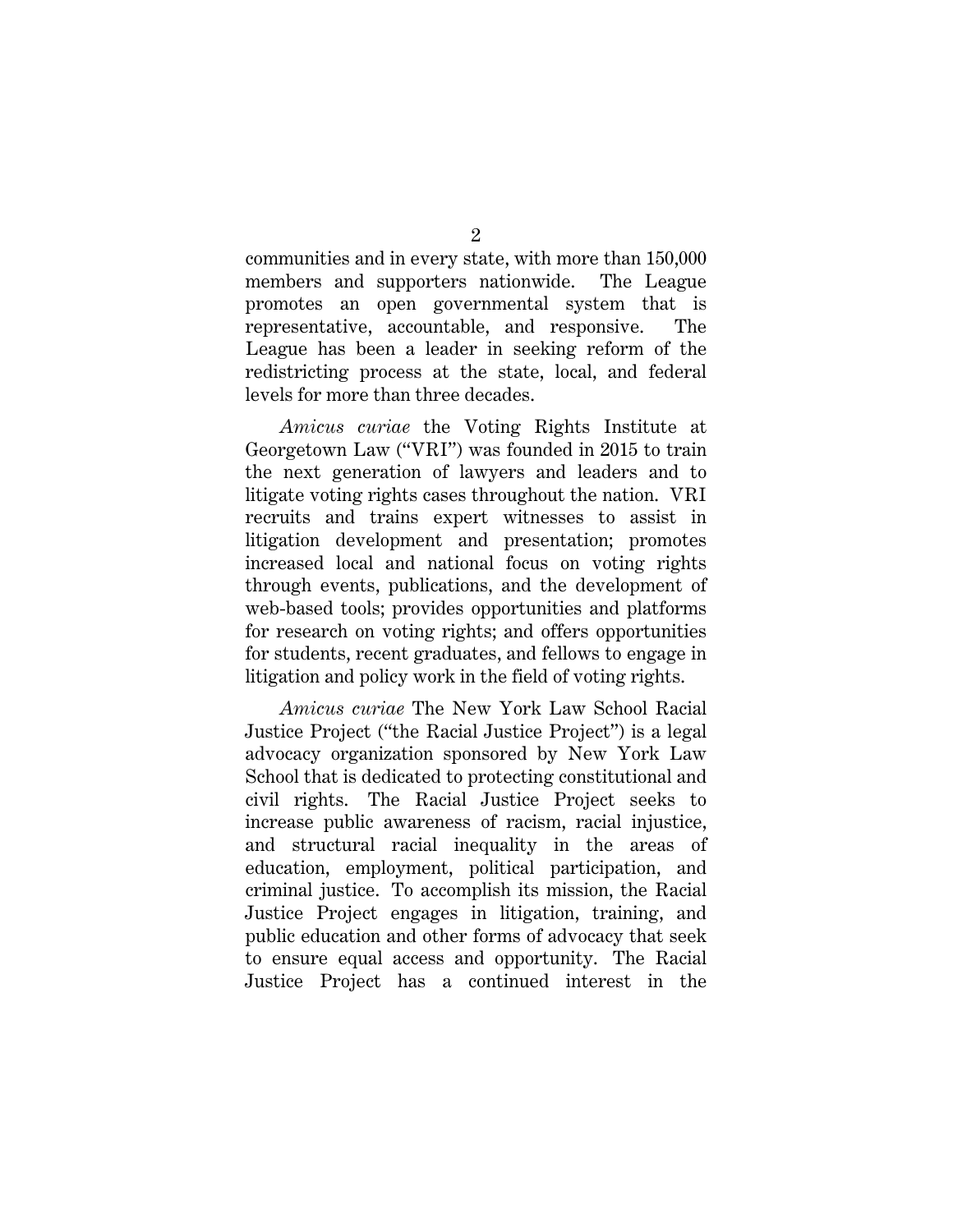communities and in every state, with more than 150,000 members and supporters nationwide. The League promotes an open governmental system that is representative, accountable, and responsive. The League has been a leader in seeking reform of the redistricting process at the state, local, and federal levels for more than three decades.

*Amicus curiae* the Voting Rights Institute at Georgetown Law ("VRI") was founded in 2015 to train the next generation of lawyers and leaders and to litigate voting rights cases throughout the nation. VRI recruits and trains expert witnesses to assist in litigation development and presentation; promotes increased local and national focus on voting rights through events, publications, and the development of web-based tools; provides opportunities and platforms for research on voting rights; and offers opportunities for students, recent graduates, and fellows to engage in litigation and policy work in the field of voting rights.

*Amicus curiae* The New York Law School Racial Justice Project ("the Racial Justice Project") is a legal advocacy organization sponsored by New York Law School that is dedicated to protecting constitutional and civil rights. The Racial Justice Project seeks to increase public awareness of racism, racial injustice, and structural racial inequality in the areas of education, employment, political participation, and criminal justice. To accomplish its mission, the Racial Justice Project engages in litigation, training, and public education and other forms of advocacy that seek to ensure equal access and opportunity. The Racial Justice Project has a continued interest in the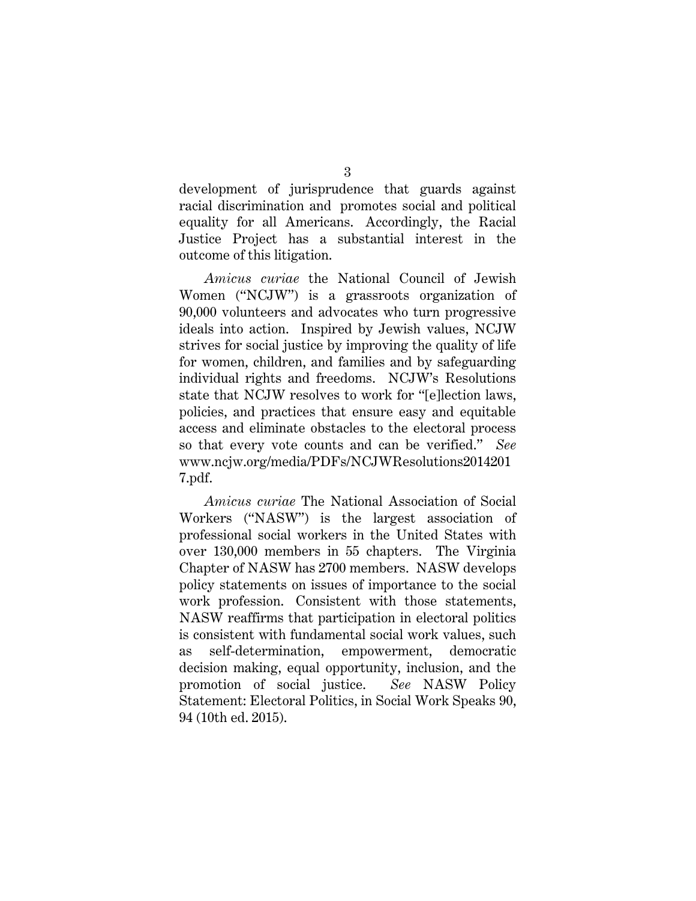development of jurisprudence that guards against racial discrimination and promotes social and political equality for all Americans. Accordingly, the Racial Justice Project has a substantial interest in the outcome of this litigation.

*Amicus curiae* the National Council of Jewish Women ("NCJW") is a grassroots organization of 90,000 volunteers and advocates who turn progressive ideals into action. Inspired by Jewish values, NCJW strives for social justice by improving the quality of life for women, children, and families and by safeguarding individual rights and freedoms. NCJW's Resolutions state that NCJW resolves to work for "[e]lection laws, policies, and practices that ensure easy and equitable access and eliminate obstacles to the electoral process so that every vote counts and can be verified." *See* www.ncjw.org/media/PDFs/NCJWResolutions20142017.pdf.

*Amicus curiae* The National Association of Social Workers ("NASW") is the largest association of professional social workers in the United States with over 130,000 members in 55 chapters. The Virginia Chapter of NASW has 2700 members. NASW develops policy statements on issues of importance to the social work profession. Consistent with those statements, NASW reaffirms that participation in electoral politics is consistent with fundamental social work values, such as self-determination, empowerment, democratic decision making, equal opportunity, inclusion, and the promotion of social justice. *See* NASW Policy Statement: Electoral Politics, in Social Work Speaks 90, 94 (10th ed. 2015).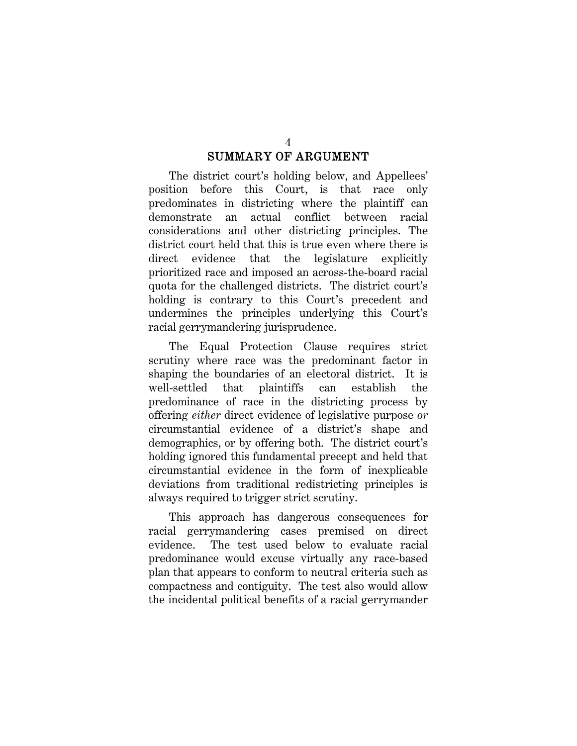## SUMMARY OF ARGUMENT

The district court's holding below, and Appellees' position before this Court, is that race only predominates in districting where the plaintiff can demonstrate an actual conflict between racial considerations and other districting principles. The district court held that this is true even where there is direct evidence that the legislature explicitly prioritized race and imposed an across-the-board racial quota for the challenged districts. The district court's holding is contrary to this Court's precedent and undermines the principles underlying this Court's racial gerrymandering jurisprudence.

The Equal Protection Clause requires strict scrutiny where race was the predominant factor in shaping the boundaries of an electoral district. It is well-settled that plaintiffs can establish the predominance of race in the districting process by offering *either* direct evidence of legislative purpose *or* circumstantial evidence of a district's shape and demographics, or by offering both. The district court's holding ignored this fundamental precept and held that circumstantial evidence in the form of inexplicable deviations from traditional redistricting principles is always required to trigger strict scrutiny.

This approach has dangerous consequences for racial gerrymandering cases premised on direct evidence. The test used below to evaluate racial predominance would excuse virtually any race-based plan that appears to conform to neutral criteria such as compactness and contiguity. The test also would allow the incidental political benefits of a racial gerrymander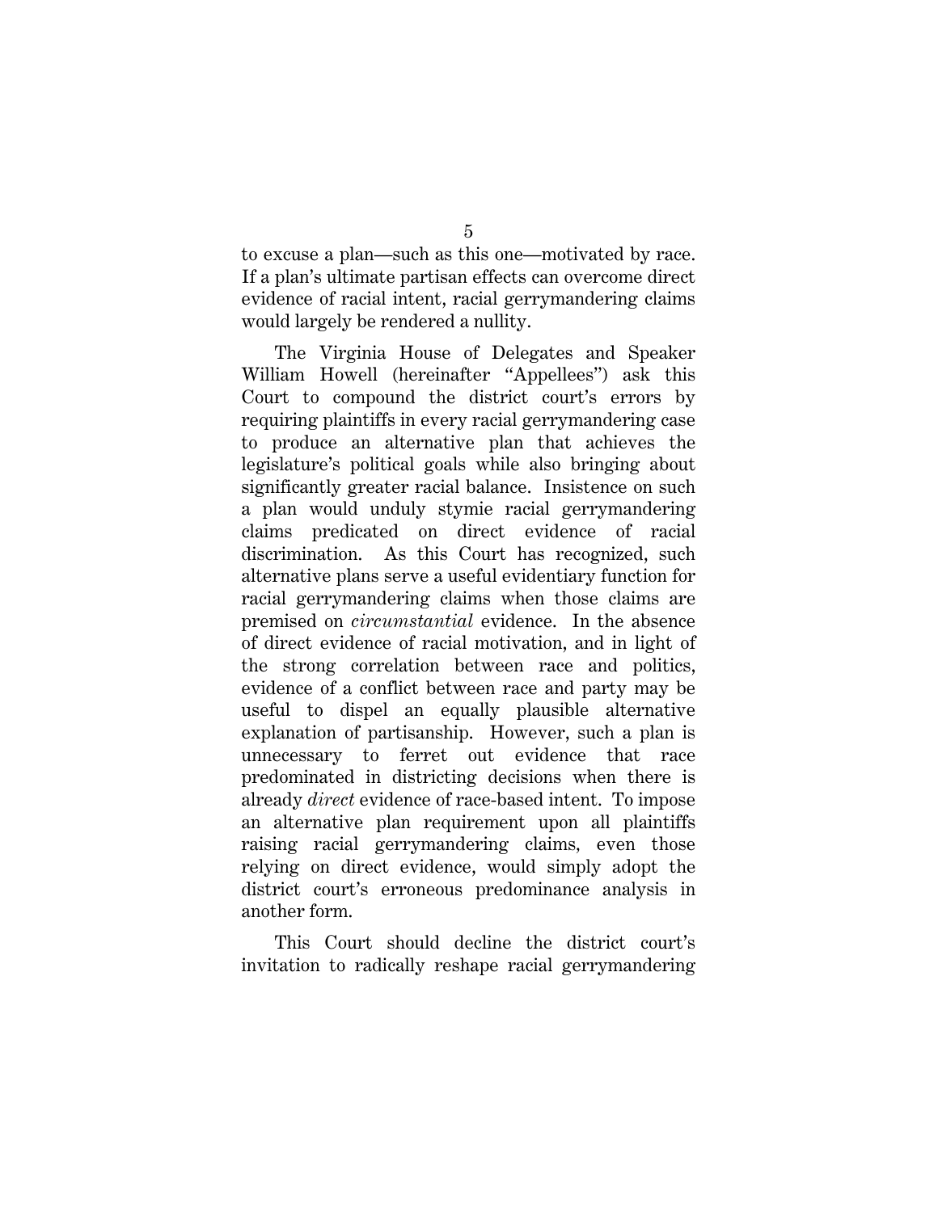to excuse a plan—such as this one—motivated by race. If a plan's ultimate partisan effects can overcome direct evidence of racial intent, racial gerrymandering claims would largely be rendered a nullity.

The Virginia House of Delegates and Speaker William Howell (hereinafter "Appellees") ask this Court to compound the district court's errors by requiring plaintiffs in every racial gerrymandering case to produce an alternative plan that achieves the legislature's political goals while also bringing about significantly greater racial balance. Insistence on such a plan would unduly stymie racial gerrymandering claims predicated on direct evidence of racial discrimination. As this Court has recognized, such alternative plans serve a useful evidentiary function for racial gerrymandering claims when those claims are premised on *circumstantial* evidence. In the absence of direct evidence of racial motivation, and in light of the strong correlation between race and politics, evidence of a conflict between race and party may be useful to dispel an equally plausible alternative explanation of partisanship. However, such a plan is unnecessary to ferret out evidence that race predominated in districting decisions when there is already *direct* evidence of race-based intent. To impose an alternative plan requirement upon all plaintiffs raising racial gerrymandering claims, even those relying on direct evidence, would simply adopt the district court's erroneous predominance analysis in another form.

This Court should decline the district court's invitation to radically reshape racial gerrymandering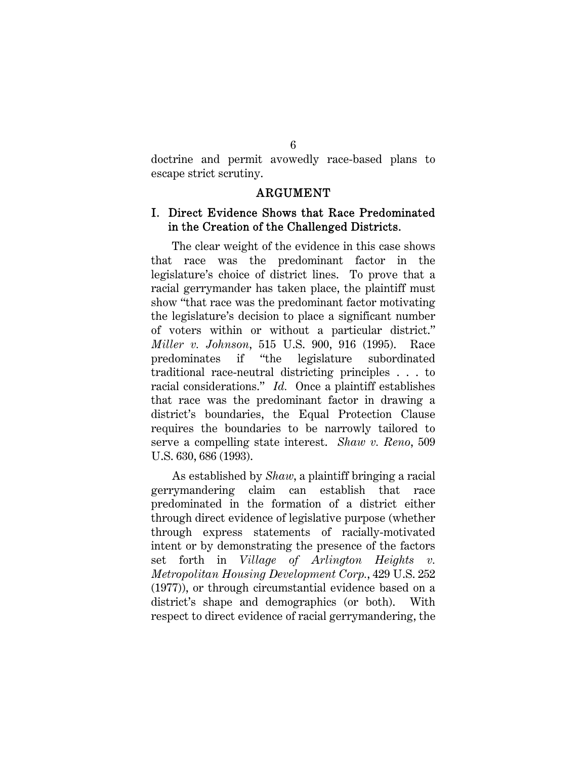doctrine and permit avowedly race-based plans to escape strict scrutiny.

## ARGUMENT

### I. Direct Evidence Shows that Race Predominated in the Creation of the Challenged Districts.

The clear weight of the evidence in this case shows that race was the predominant factor in the legislature's choice of district lines. To prove that a racial gerrymander has taken place, the plaintiff must show "that race was the predominant factor motivating the legislature's decision to place a significant number of voters within or without a particular district." *Miller v. Johnson*, 515 U.S. 900, 916 (1995). Race predominates if "the legislature subordinated traditional race-neutral districting principles . . . to racial considerations." *Id.* Once a plaintiff establishes that race was the predominant factor in drawing a district's boundaries, the Equal Protection Clause requires the boundaries to be narrowly tailored to serve a compelling state interest. *Shaw v. Reno*, 509 U.S. 630, 686 (1993).

As established by *Shaw*, a plaintiff bringing a racial gerrymandering claim can establish that race predominated in the formation of a district either through direct evidence of legislative purpose (whether through express statements of racially-motivated intent or by demonstrating the presence of the factors set forth in *Village of Arlington Heights v. Metropolitan Housing Development Corp.*, 429 U.S. 252 (1977)), or through circumstantial evidence based on a district's shape and demographics (or both). With respect to direct evidence of racial gerrymandering, the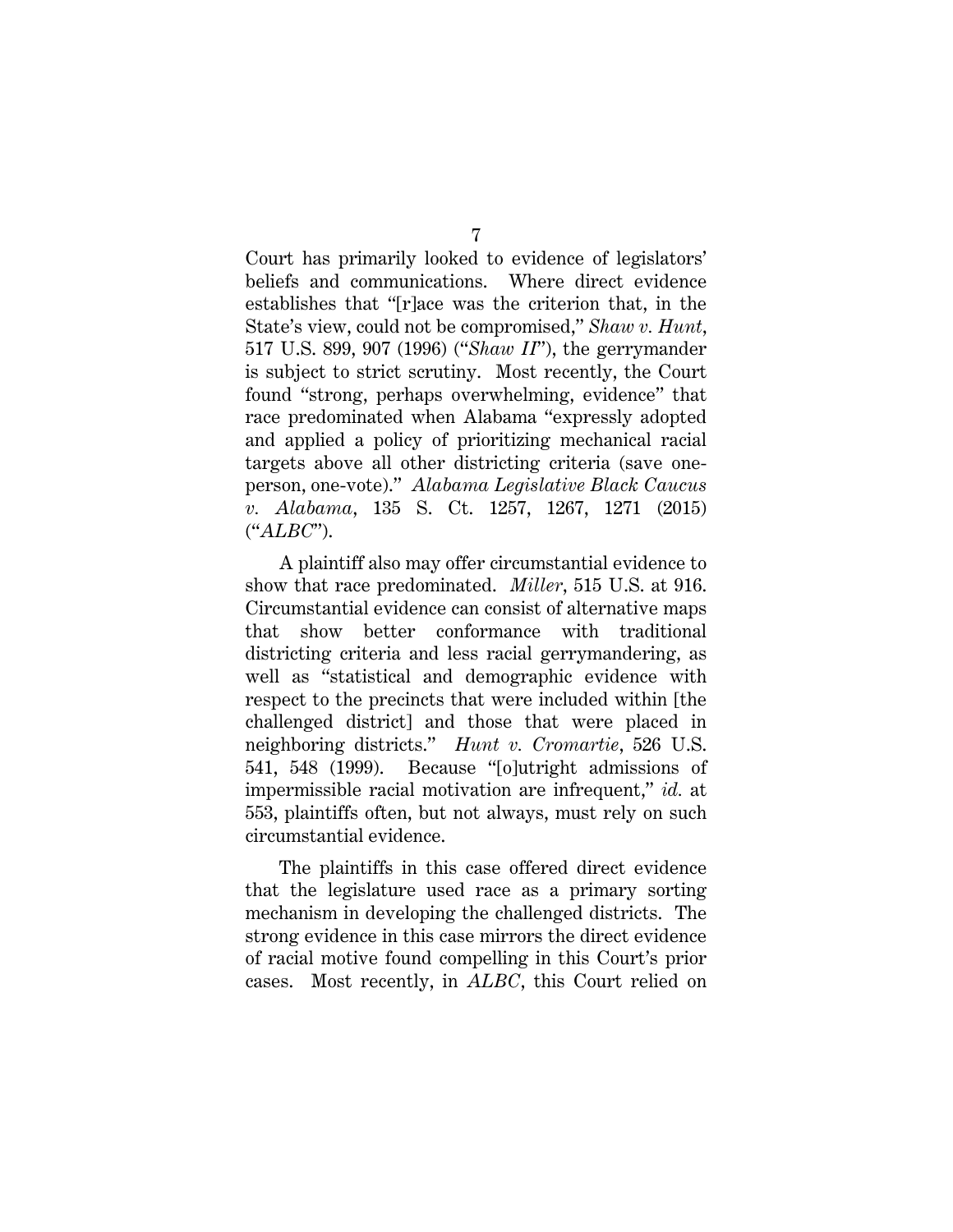Court has primarily looked to evidence of legislators' beliefs and communications. Where direct evidence establishes that "[r]ace was the criterion that, in the State's view, could not be compromised," *Shaw v. Hunt*, 517 U.S. 899, 907 (1996) ("*Shaw II*"), the gerrymander is subject to strict scrutiny. Most recently, the Court found "strong, perhaps overwhelming, evidence" that race predominated when Alabama "expressly adopted and applied a policy of prioritizing mechanical racial targets above all other districting criteria (save one-person, one-vote)." *Alabama Legislative Black Caucus v. Alabama*, 135 S. Ct. 1257, 1267, 1271 (2015) ("*ALBC*").

A plaintiff also may offer circumstantial evidence to show that race predominated. *Miller*, 515 U.S. at 916. Circumstantial evidence can consist of alternative maps that show better conformance with traditional districting criteria and less racial gerrymandering, as well as "statistical and demographic evidence with respect to the precincts that were included within [the challenged district] and those that were placed in neighboring districts." *Hunt v. Cromartie*, 526 U.S. 541, 548 (1999). Because "[o]utright admissions of impermissible racial motivation are infrequent," *id.* at 553, plaintiffs often, but not always, must rely on such circumstantial evidence.

The plaintiffs in this case offered direct evidence that the legislature used race as a primary sorting mechanism in developing the challenged districts. The strong evidence in this case mirrors the direct evidence of racial motive found compelling in this Court's prior cases. Most recently, in *ALBC*, this Court relied on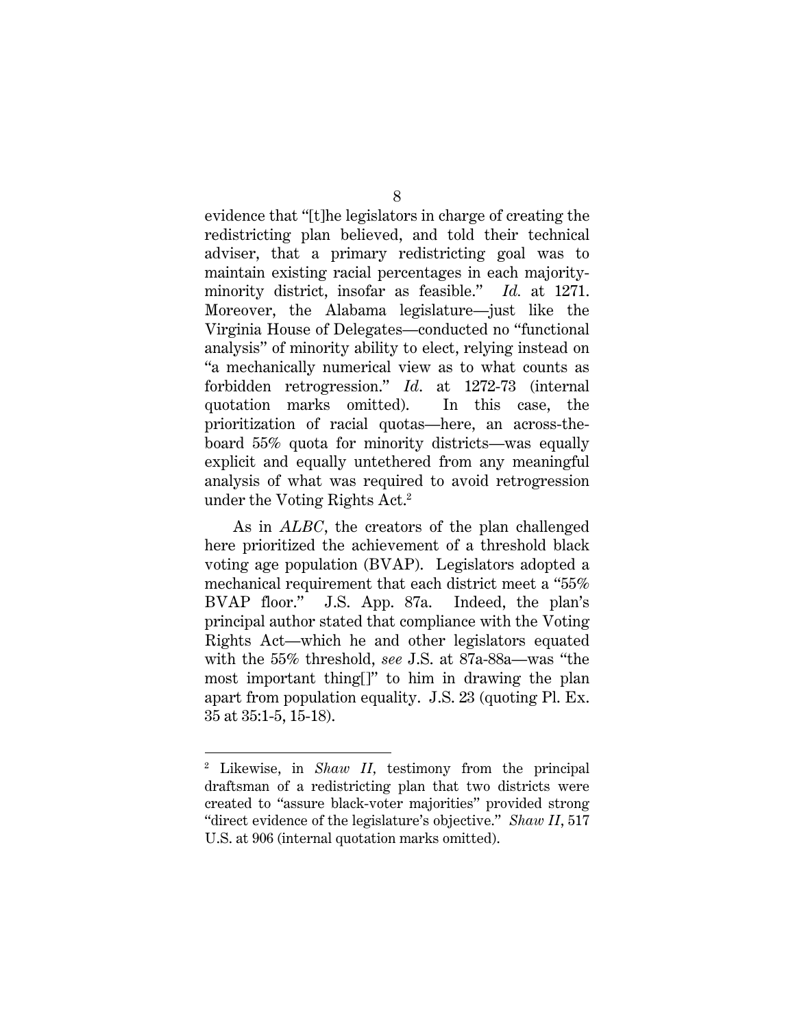evidence that "[t]he legislators in charge of creating the redistricting plan believed, and told their technical adviser, that a primary redistricting goal was to maintain existing racial percentages in each majority-minority district, insofar as feasible." *Id.* at 1271. Moreover, the Alabama legislature—just like the Virginia House of Delegates—conducted no "functional analysis" of minority ability to elect, relying instead on "a mechanically numerical view as to what counts as forbidden retrogression." *Id.* at 1272-73 (internal quotation marks omitted). In this case, the prioritization of racial quotas—here, an across-the-board 55% quota for minority districts—was equally explicit and equally untethered from any meaningful analysis of what was required to avoid retrogression under the Voting Rights Act.[2]

As in *ALBC*, the creators of the plan challenged here prioritized the achievement of a threshold black voting age population (BVAP). Legislators adopted a mechanical requirement that each district meet a "55% BVAP floor." J.S. App. 87a. Indeed, the plan's principal author stated that compliance with the Voting Rights Act—which he and other legislators equated with the 55% threshold, *see* J.S. at 87a-88a—was "the most important thing[]" to him in drawing the plan apart from population equality. J.S. 23 (quoting Pl. Ex. 35 at 35:1-5, 15-18).

---

[2] Likewise, in *Shaw II*, testimony from the principal draftsman of a redistricting plan that two districts were created to "assure black-voter majorities" provided strong "direct evidence of the legislature's objective." *Shaw II*, 517 U.S. at 906 (internal quotation marks omitted).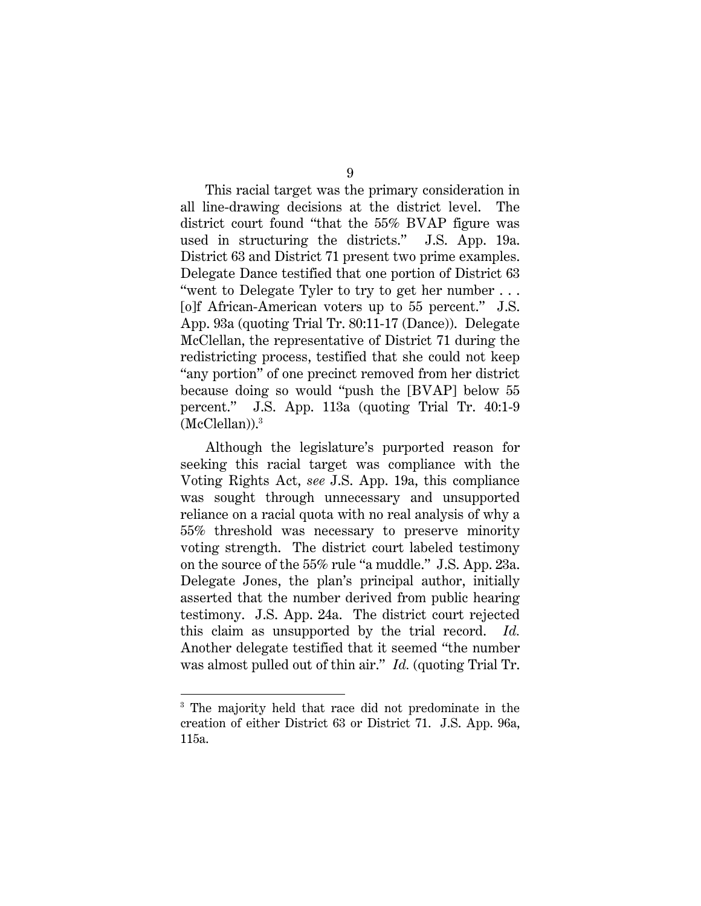This racial target was the primary consideration in all line-drawing decisions at the district level. The district court found "that the 55% BVAP figure was used in structuring the districts." J.S. App. 19a. District 63 and District 71 present two prime examples. Delegate Dance testified that one portion of District 63 "went to Delegate Tyler to try to get her number . . . [o]f African-American voters up to 55 percent." J.S. App. 93a (quoting Trial Tr. 80:11-17 (Dance)). Delegate McClellan, the representative of District 71 during the redistricting process, testified that she could not keep "any portion" of one precinct removed from her district because doing so would "push the [BVAP] below 55 percent." J.S. App. 113a (quoting Trial Tr. 40:1-9 (McClellan)).[3]

Although the legislature's purported reason for seeking this racial target was compliance with the Voting Rights Act, *see* J.S. App. 19a, this compliance was sought through unnecessary and unsupported reliance on a racial quota with no real analysis of why a 55% threshold was necessary to preserve minority voting strength. The district court labeled testimony on the source of the 55% rule "a muddle." J.S. App. 23a. Delegate Jones, the plan's principal author, initially asserted that the number derived from public hearing testimony. J.S. App. 24a. The district court rejected this claim as unsupported by the trial record. *Id.* Another delegate testified that it seemed "the number was almost pulled out of thin air." *Id.* (quoting Trial Tr.

---

[3] The majority held that race did not predominate in the creation of either District 63 or District 71. J.S. App. 96a, 115a.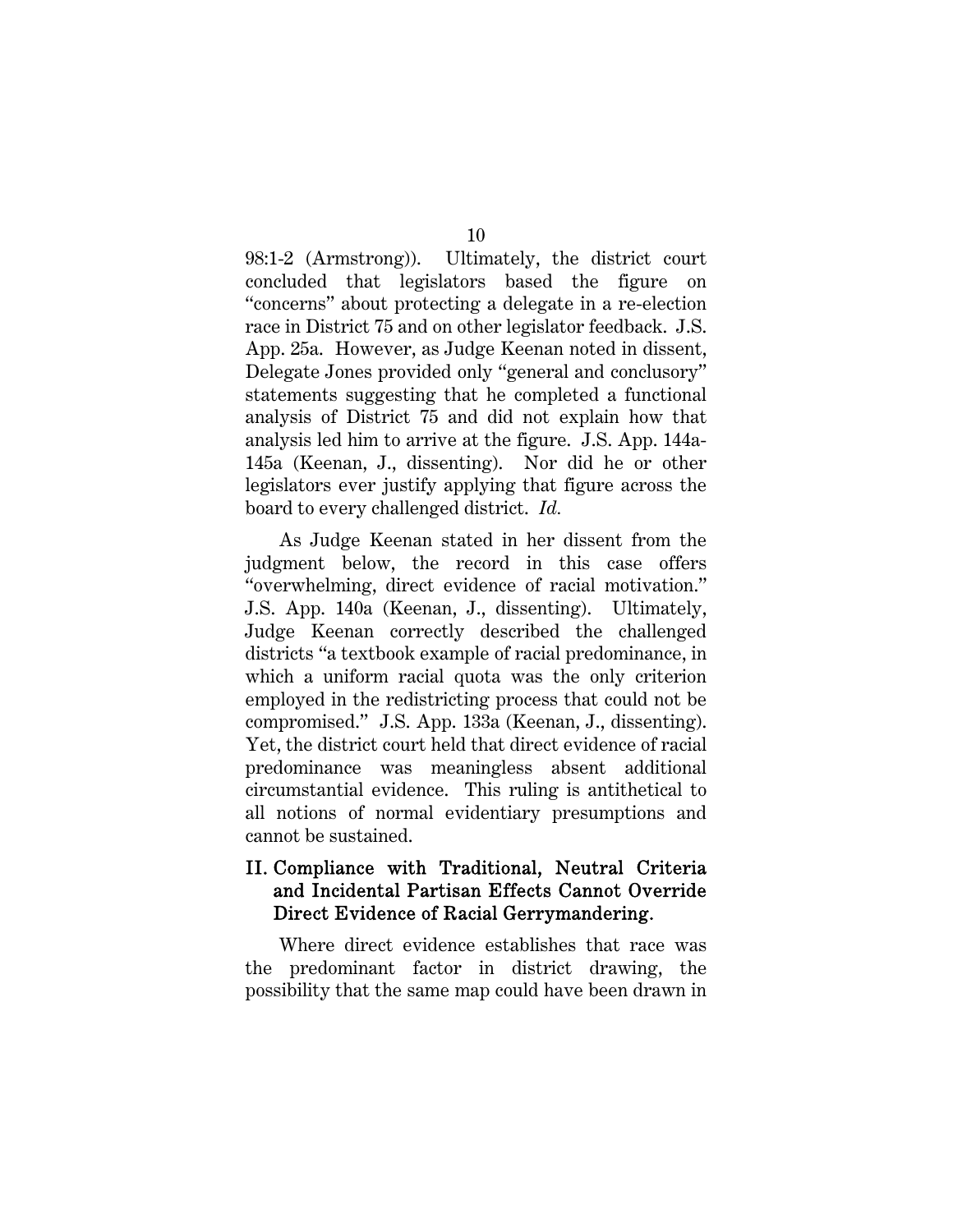98:1-2 (Armstrong)). Ultimately, the district court concluded that legislators based the figure on "concerns" about protecting a delegate in a re-election race in District 75 and on other legislator feedback. J.S. App. 25a. However, as Judge Keenan noted in dissent, Delegate Jones provided only "general and conclusory" statements suggesting that he completed a functional analysis of District 75 and did not explain how that analysis led him to arrive at the figure. J.S. App. 144a-145a (Keenan, J., dissenting). Nor did he or other legislators ever justify applying that figure across the board to every challenged district. *Id.*

As Judge Keenan stated in her dissent from the judgment below, the record in this case offers "overwhelming, direct evidence of racial motivation." J.S. App. 140a (Keenan, J., dissenting). Ultimately, Judge Keenan correctly described the challenged districts "a textbook example of racial predominance, in which a uniform racial quota was the only criterion employed in the redistricting process that could not be compromised." J.S. App. 133a (Keenan, J., dissenting). Yet, the district court held that direct evidence of racial predominance was meaningless absent additional circumstantial evidence. This ruling is antithetical to all notions of normal evidentiary presumptions and cannot be sustained.

## II. Compliance with Traditional, Neutral Criteria and Incidental Partisan Effects Cannot Override Direct Evidence of Racial Gerrymandering.

Where direct evidence establishes that race was the predominant factor in district drawing, the possibility that the same map could have been drawn in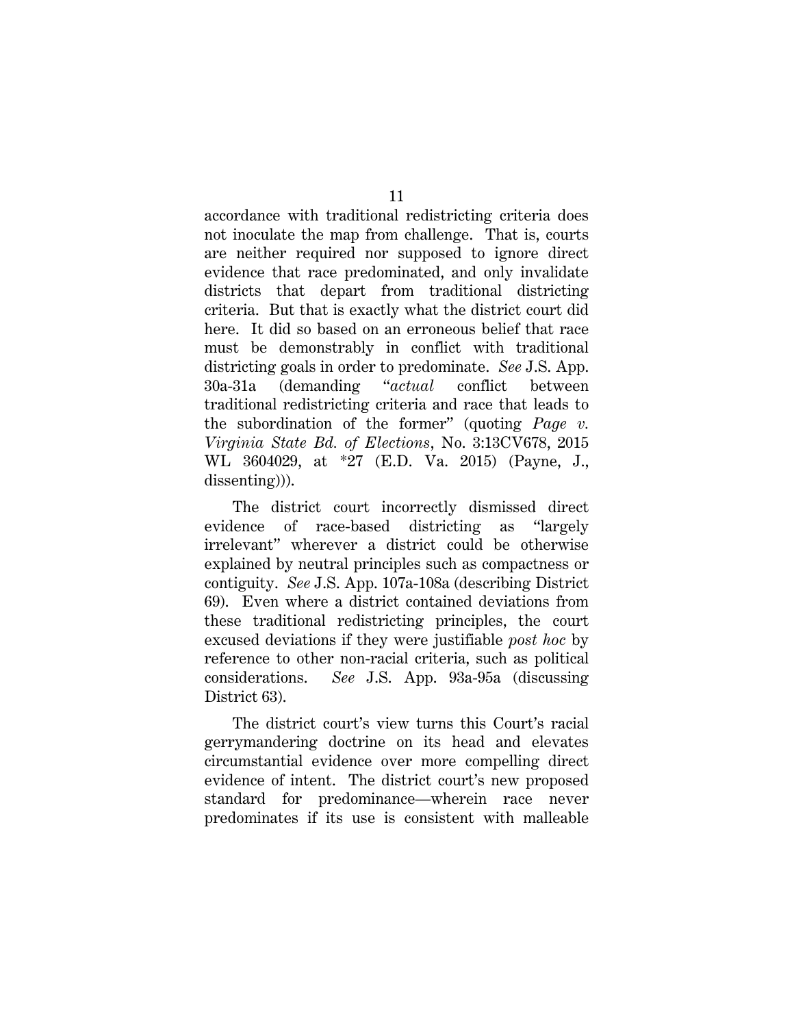accordance with traditional redistricting criteria does not inoculate the map from challenge. That is, courts are neither required nor supposed to ignore direct evidence that race predominated, and only invalidate districts that depart from traditional districting criteria. But that is exactly what the district court did here. It did so based on an erroneous belief that race must be demonstrably in conflict with traditional districting goals in order to predominate. *See* J.S. App. 30a-31a (demanding "*actual* conflict between traditional redistricting criteria and race that leads to the subordination of the former" (quoting *Page v. Virginia State Bd. of Elections*, No. 3:13CV678, 2015 WL 3604029, at *27 (E.D. Va. 2015) (Payne, J., dissenting))).

The district court incorrectly dismissed direct evidence of race-based districting as "largely irrelevant" wherever a district could be otherwise explained by neutral principles such as compactness or contiguity. *See* J.S. App. 107a-108a (describing District 69). Even where a district contained deviations from these traditional redistricting principles, the court excused deviations if they were justifiable *post hoc* by reference to other non-racial criteria, such as political considerations. *See* J.S. App. 93a-95a (discussing District 63).

The district court's view turns this Court's racial gerrymandering doctrine on its head and elevates circumstantial evidence over more compelling direct evidence of intent. The district court's new proposed standard for predominance—wherein race never predominates if its use is consistent with malleable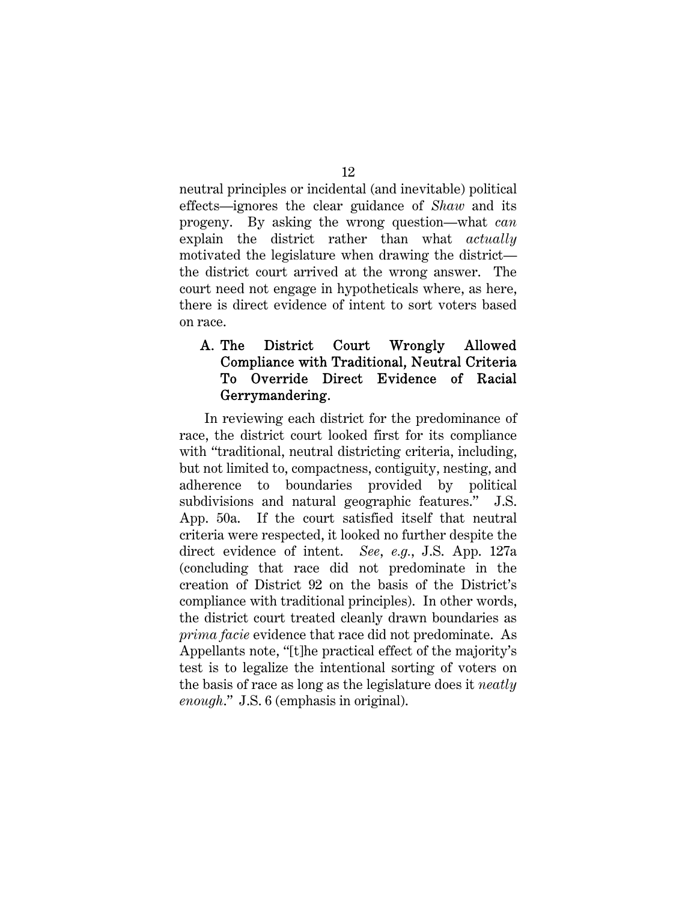neutral principles or incidental (and inevitable) political effects—ignores the clear guidance of *Shaw* and its progeny. By asking the wrong question—what *can* explain the district rather than what *actually* motivated the legislature when drawing the district—the district court arrived at the wrong answer. The court need not engage in hypotheticals where, as here, there is direct evidence of intent to sort voters based on race.

### A. The District Court Wrongly Allowed Compliance with Traditional, Neutral Criteria To Override Direct Evidence of Racial Gerrymandering.

In reviewing each district for the predominance of race, the district court looked first for its compliance with "traditional, neutral districting criteria, including, but not limited to, compactness, contiguity, nesting, and adherence to boundaries provided by political subdivisions and natural geographic features." J.S. App. 50a. If the court satisfied itself that neutral criteria were respected, it looked no further despite the direct evidence of intent. *See*, *e.g.*, J.S. App. 127a (concluding that race did not predominate in the creation of District 92 on the basis of the District's compliance with traditional principles). In other words, the district court treated cleanly drawn boundaries as *prima facie* evidence that race did not predominate. As Appellants note, "[t]he practical effect of the majority's test is to legalize the intentional sorting of voters on the basis of race as long as the legislature does it *neatly enough*." J.S. 6 (emphasis in original).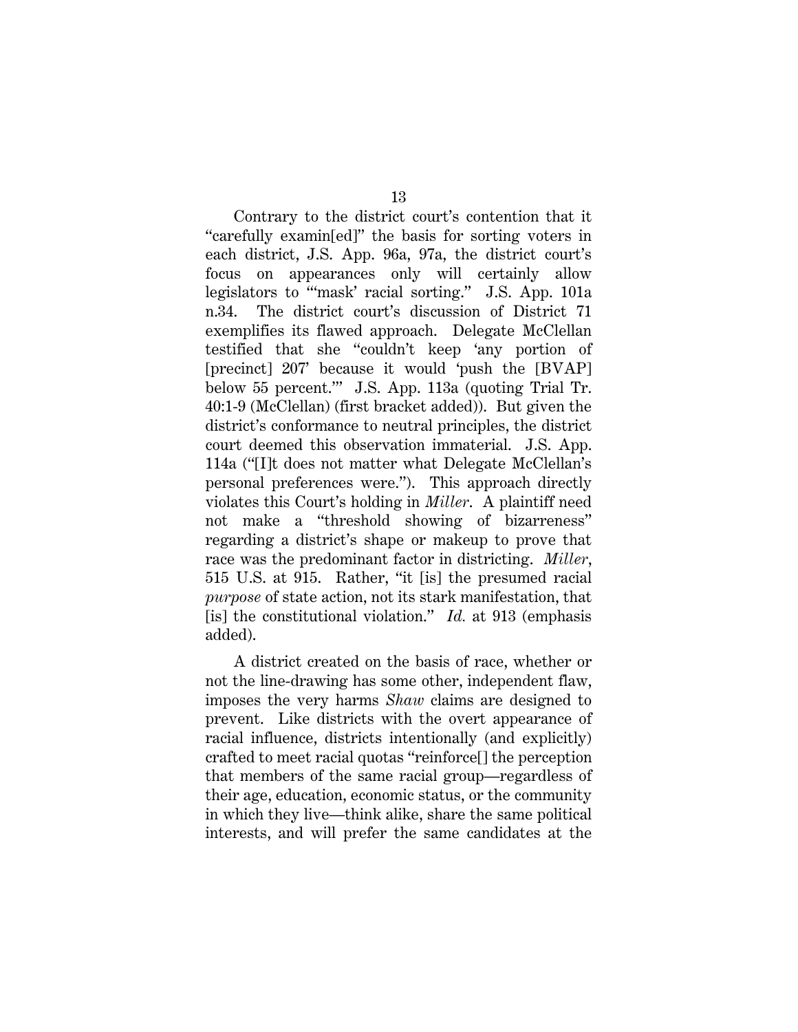Contrary to the district court's contention that it "carefully examin[ed]" the basis for sorting voters in each district, J.S. App. 96a, 97a, the district court's focus on appearances only will certainly allow legislators to "'mask' racial sorting." J.S. App. 101a n.34. The district court's discussion of District 71 exemplifies its flawed approach. Delegate McClellan testified that she "couldn't keep 'any portion of [precinct] 207' because it would 'push the [BVAP] below 55 percent.'" J.S. App. 113a (quoting Trial Tr. 40:1-9 (McClellan) (first bracket added)). But given the district's conformance to neutral principles, the district court deemed this observation immaterial. J.S. App. 114a ("[I]t does not matter what Delegate McClellan's personal preferences were."). This approach directly violates this Court's holding in *Miller*. A plaintiff need not make a "threshold showing of bizarreness" regarding a district's shape or makeup to prove that race was the predominant factor in districting. *Miller*, 515 U.S. at 915. Rather, "it [is] the presumed racial *purpose* of state action, not its stark manifestation, that [is] the constitutional violation." *Id.* at 913 (emphasis added).

A district created on the basis of race, whether or not the line-drawing has some other, independent flaw, imposes the very harms *Shaw* claims are designed to prevent. Like districts with the overt appearance of racial influence, districts intentionally (and explicitly) crafted to meet racial quotas "reinforce[] the perception that members of the same racial group—regardless of their age, education, economic status, or the community in which they live—think alike, share the same political interests, and will prefer the same candidates at the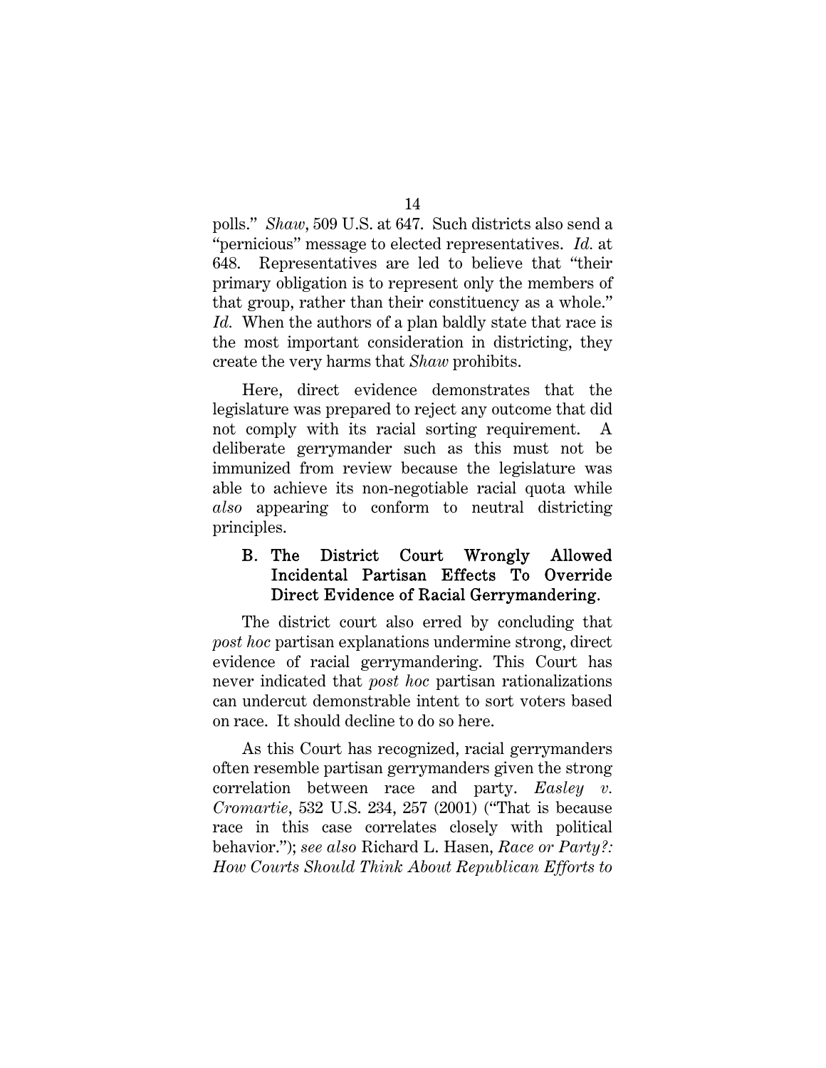polls." *Shaw*, 509 U.S. at 647. Such districts also send a "pernicious" message to elected representatives. *Id.* at 648. Representatives are led to believe that "their primary obligation is to represent only the members of that group, rather than their constituency as a whole." *Id.* When the authors of a plan baldly state that race is the most important consideration in districting, they create the very harms that *Shaw* prohibits.

Here, direct evidence demonstrates that the legislature was prepared to reject any outcome that did not comply with its racial sorting requirement. A deliberate gerrymander such as this must not be immunized from review because the legislature was able to achieve its non-negotiable racial quota while *also* appearing to conform to neutral districting principles.

### B. The District Court Wrongly Allowed Incidental Partisan Effects To Override Direct Evidence of Racial Gerrymandering.

The district court also erred by concluding that *post hoc* partisan explanations undermine strong, direct evidence of racial gerrymandering. This Court has never indicated that *post hoc* partisan rationalizations can undercut demonstrable intent to sort voters based on race. It should decline to do so here.

As this Court has recognized, racial gerrymanders often resemble partisan gerrymanders given the strong correlation between race and party. *Easley v. Cromartie*, 532 U.S. 234, 257 (2001) ("That is because race in this case correlates closely with political behavior."); *see also* Richard L. Hasen, *Race or Party?: How Courts Should Think About Republican Efforts to*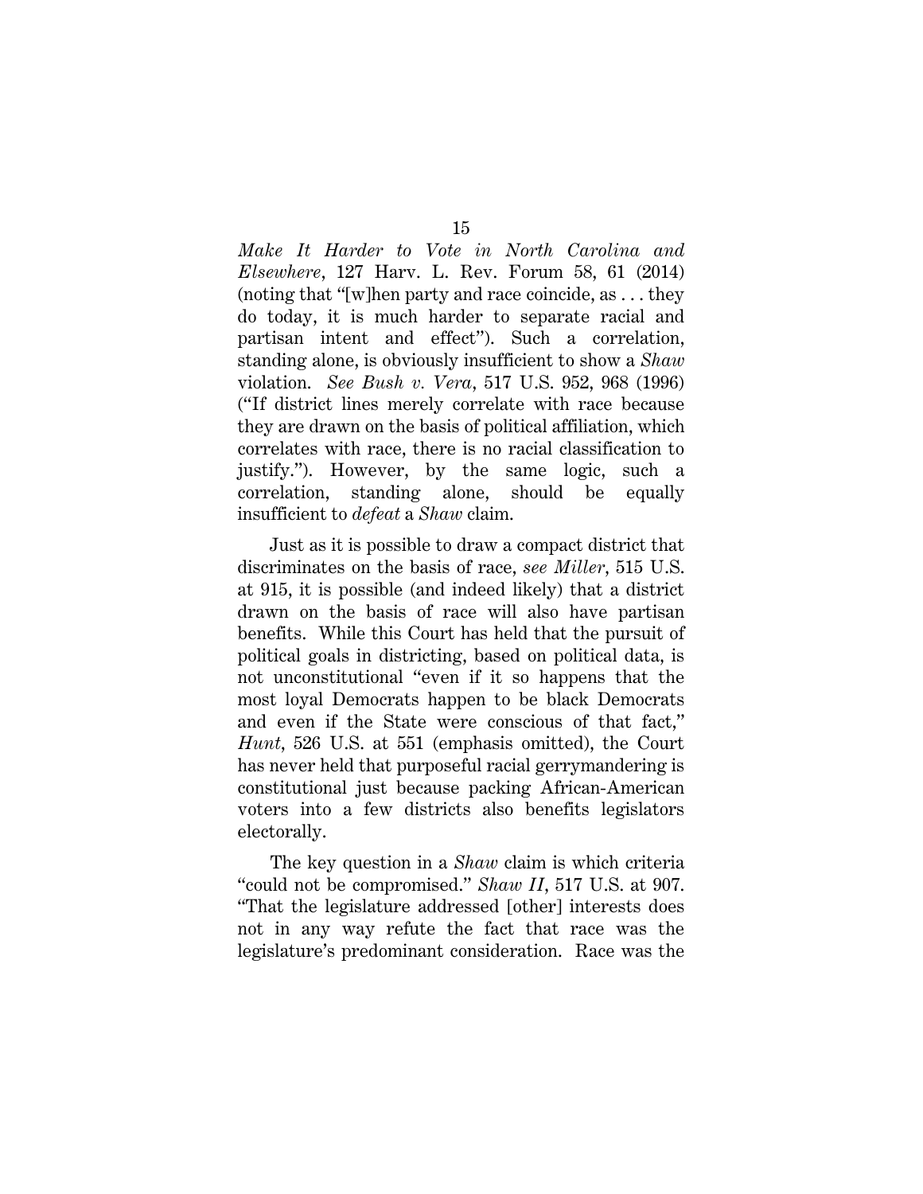*Make It Harder to Vote in North Carolina and Elsewhere*, 127 Harv. L. Rev. Forum 58, 61 (2014) (noting that "[w]hen party and race coincide, as . . . they do today, it is much harder to separate racial and partisan intent and effect"). Such a correlation, standing alone, is obviously insufficient to show a *Shaw* violation. *See Bush v. Vera*, 517 U.S. 952, 968 (1996) ("If district lines merely correlate with race because they are drawn on the basis of political affiliation, which correlates with race, there is no racial classification to justify."). However, by the same logic, such a correlation, standing alone, should be equally insufficient to *defeat* a *Shaw* claim.

Just as it is possible to draw a compact district that discriminates on the basis of race, *see Miller*, 515 U.S. at 915, it is possible (and indeed likely) that a district drawn on the basis of race will also have partisan benefits. While this Court has held that the pursuit of political goals in districting, based on political data, is not unconstitutional "even if it so happens that the most loyal Democrats happen to be black Democrats and even if the State were conscious of that fact," *Hunt*, 526 U.S. at 551 (emphasis omitted), the Court has never held that purposeful racial gerrymandering is constitutional just because packing African-American voters into a few districts also benefits legislators electorally.

The key question in a *Shaw* claim is which criteria "could not be compromised." *Shaw II*, 517 U.S. at 907. "That the legislature addressed [other] interests does not in any way refute the fact that race was the legislature's predominant consideration. Race was the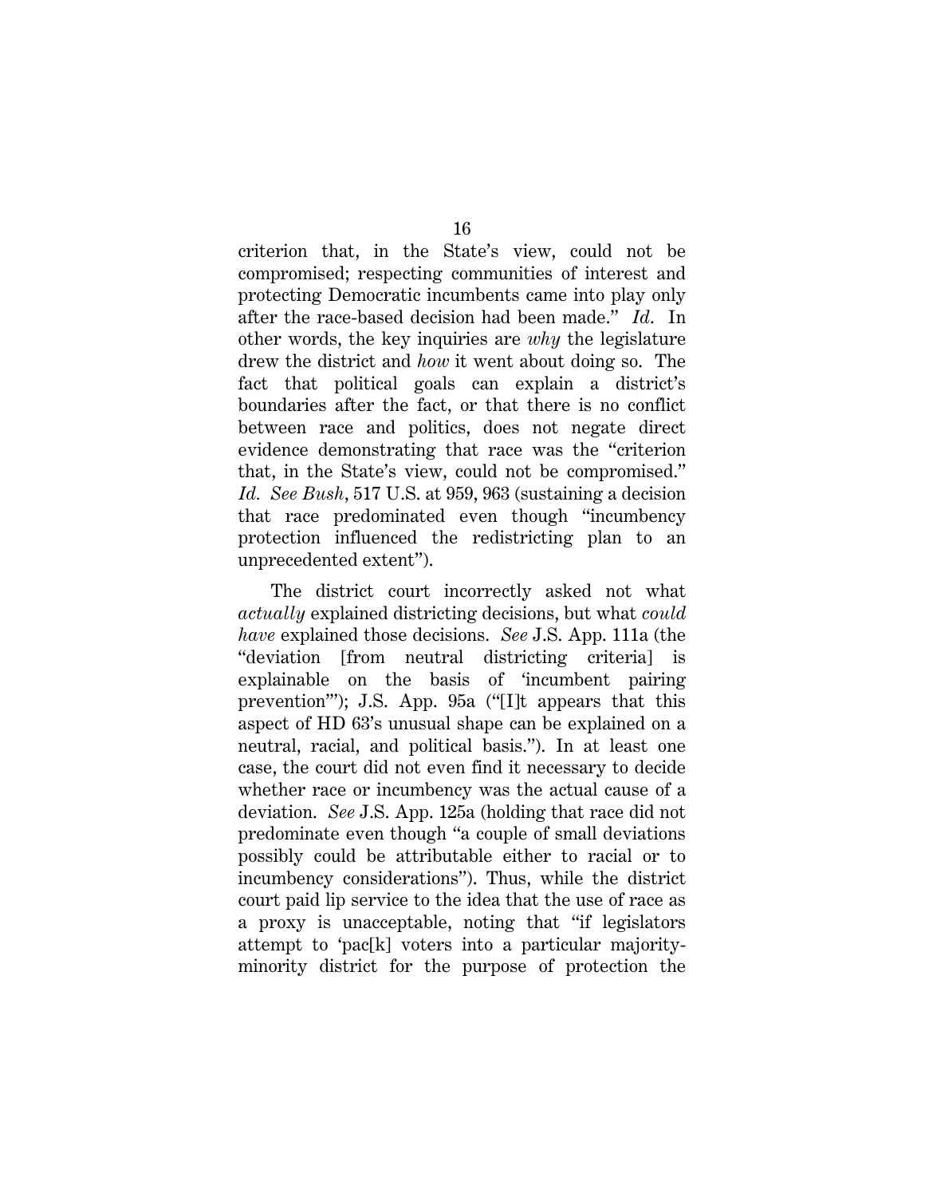criterion that, in the State's view, could not be compromised; respecting communities of interest and protecting Democratic incumbents came into play only after the race-based decision had been made." *Id.* In other words, the key inquiries are *why* the legislature drew the district and *how* it went about doing so. The fact that political goals can explain a district's boundaries after the fact, or that there is no conflict between race and politics, does not negate direct evidence demonstrating that race was the "criterion that, in the State's view, could not be compromised." *Id. See Bush*, 517 U.S. at 959, 963 (sustaining a decision that race predominated even though "incumbency protection influenced the redistricting plan to an unprecedented extent").

The district court incorrectly asked not what *actually* explained districting decisions, but what *could have* explained those decisions. *See* J.S. App. 111a (the "deviation [from neutral districting criteria] is explainable on the basis of 'incumbent pairing prevention'"); J.S. App. 95a ("[I]t appears that this aspect of HD 63's unusual shape can be explained on a neutral, racial, and political basis."). In at least one case, the court did not even find it necessary to decide whether race or incumbency was the actual cause of a deviation. *See* J.S. App. 125a (holding that race did not predominate even though "a couple of small deviations possibly could be attributable either to racial or to incumbency considerations"). Thus, while the district court paid lip service to the idea that the use of race as a proxy is unacceptable, noting that "if legislators attempt to 'pac[k] voters into a particular majority-minority district for the purpose of protection the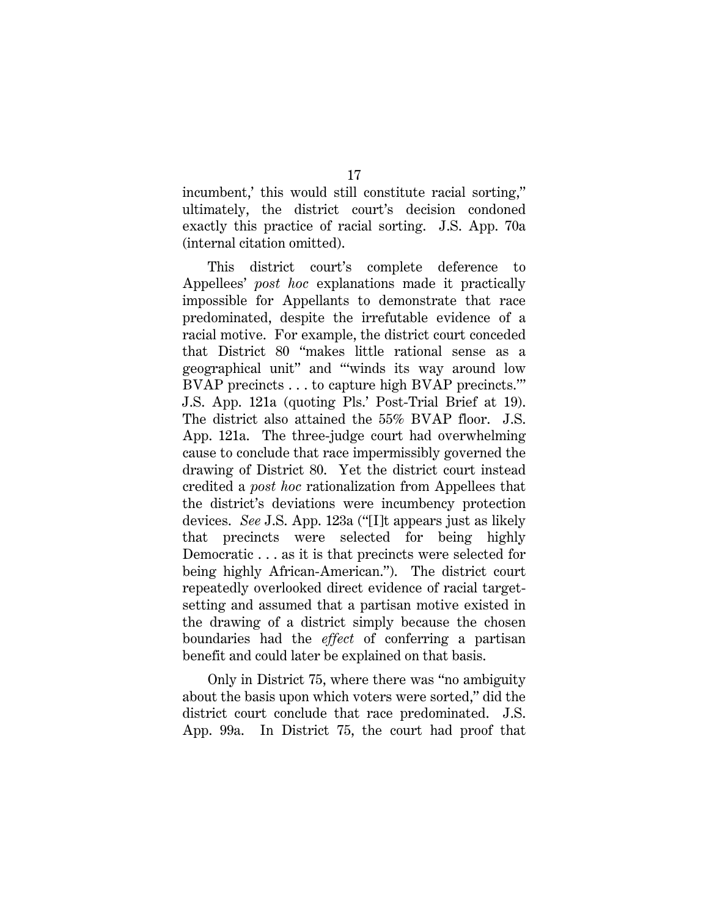incumbent,' this would still constitute racial sorting," ultimately, the district court's decision condoned exactly this practice of racial sorting. J.S. App. 70a (internal citation omitted).

This district court's complete deference to Appellees' *post hoc* explanations made it practically impossible for Appellants to demonstrate that race predominated, despite the irrefutable evidence of a racial motive. For example, the district court conceded that District 80 "makes little rational sense as a geographical unit" and "'winds its way around low BVAP precincts . . . to capture high BVAP precincts.'" J.S. App. 121a (quoting Pls.' Post-Trial Brief at 19). The district also attained the 55% BVAP floor. J.S. App. 121a. The three-judge court had overwhelming cause to conclude that race impermissibly governed the drawing of District 80. Yet the district court instead credited a *post hoc* rationalization from Appellees that the district's deviations were incumbency protection devices. *See* J.S. App. 123a ("[I]t appears just as likely that precincts were selected for being highly Democratic . . . as it is that precincts were selected for being highly African-American."). The district court repeatedly overlooked direct evidence of racial target-setting and assumed that a partisan motive existed in the drawing of a district simply because the chosen boundaries had the *effect* of conferring a partisan benefit and could later be explained on that basis.

Only in District 75, where there was "no ambiguity about the basis upon which voters were sorted," did the district court conclude that race predominated. J.S. App. 99a. In District 75, the court had proof that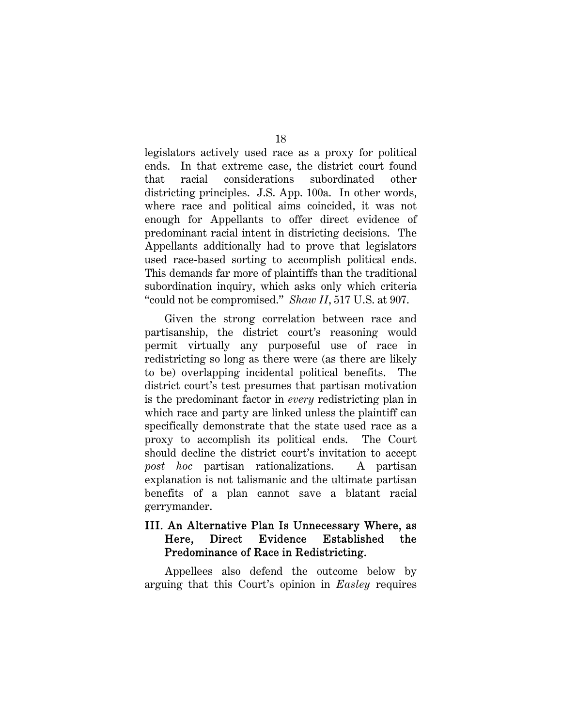legislators actively used race as a proxy for political ends. In that extreme case, the district court found that racial considerations subordinated other districting principles. J.S. App. 100a. In other words, where race and political aims coincided, it was not enough for Appellants to offer direct evidence of predominant racial intent in districting decisions. The Appellants additionally had to prove that legislators used race-based sorting to accomplish political ends. This demands far more of plaintiffs than the traditional subordination inquiry, which asks only which criteria "could not be compromised." *Shaw II*, 517 U.S. at 907.

Given the strong correlation between race and partisanship, the district court's reasoning would permit virtually any purposeful use of race in redistricting so long as there were (as there are likely to be) overlapping incidental political benefits. The district court's test presumes that partisan motivation is the predominant factor in *every* redistricting plan in which race and party are linked unless the plaintiff can specifically demonstrate that the state used race as a proxy to accomplish its political ends. The Court should decline the district court's invitation to accept *post hoc* partisan rationalizations. A partisan explanation is not talismanic and the ultimate partisan benefits of a plan cannot save a blatant racial gerrymander.

## III. An Alternative Plan Is Unnecessary Where, as Here, Direct Evidence Established the Predominance of Race in Redistricting.

Appellees also defend the outcome below by arguing that this Court's opinion in *Easley* requires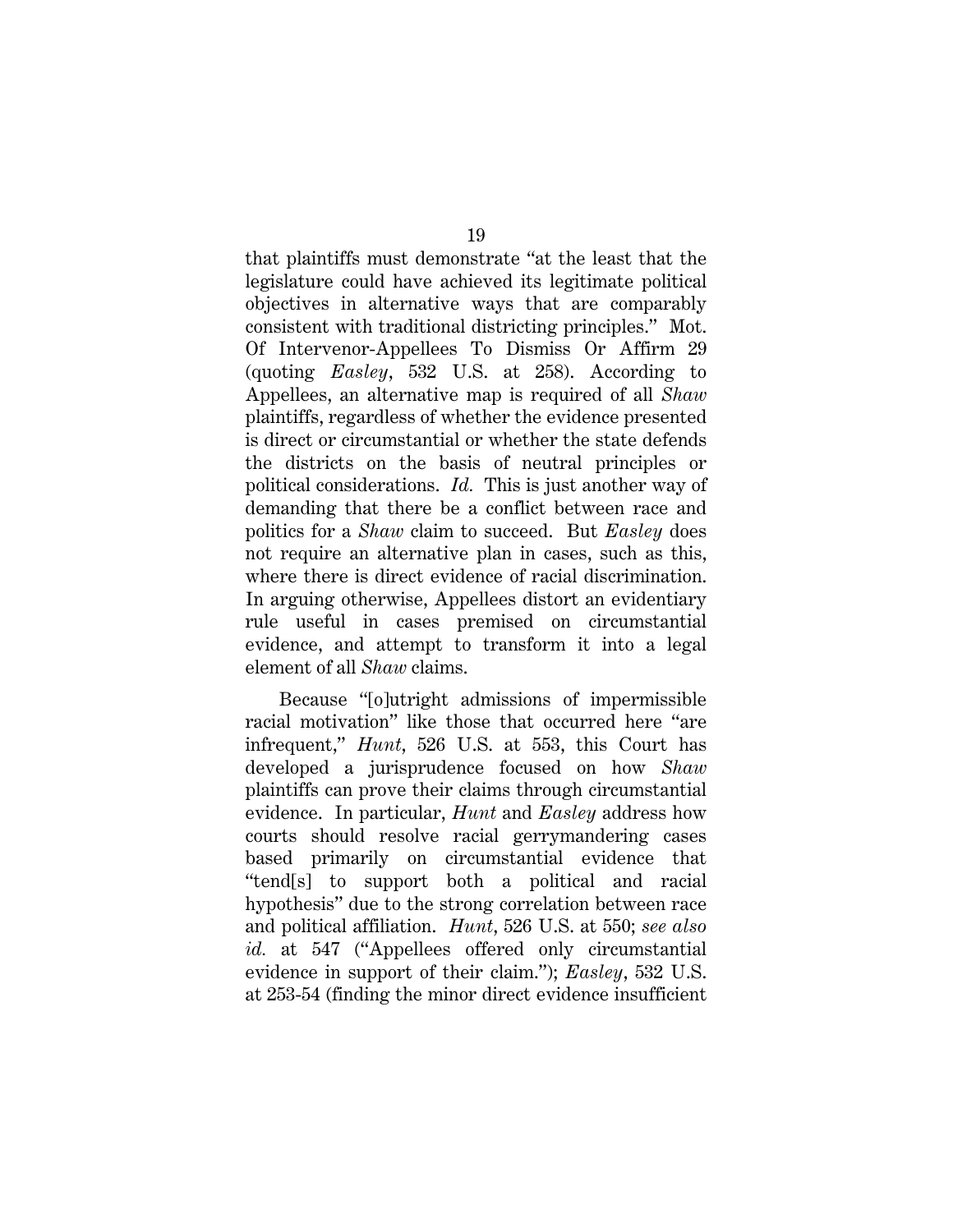that plaintiffs must demonstrate "at the least that the legislature could have achieved its legitimate political objectives in alternative ways that are comparably consistent with traditional districting principles." Mot. Of Intervenor-Appellees To Dismiss Or Affirm 29 (quoting *Easley*, 532 U.S. at 258). According to Appellees, an alternative map is required of all *Shaw* plaintiffs, regardless of whether the evidence presented is direct or circumstantial or whether the state defends the districts on the basis of neutral principles or political considerations. *Id.* This is just another way of demanding that there be a conflict between race and politics for a *Shaw* claim to succeed. But *Easley* does not require an alternative plan in cases, such as this, where there is direct evidence of racial discrimination. In arguing otherwise, Appellees distort an evidentiary rule useful in cases premised on circumstantial evidence, and attempt to transform it into a legal element of all *Shaw* claims.

Because "[o]utright admissions of impermissible racial motivation" like those that occurred here "are infrequent," *Hunt*, 526 U.S. at 553, this Court has developed a jurisprudence focused on how *Shaw* plaintiffs can prove their claims through circumstantial evidence. In particular, *Hunt* and *Easley* address how courts should resolve racial gerrymandering cases based primarily on circumstantial evidence that "tend[s] to support both a political and racial hypothesis" due to the strong correlation between race and political affiliation. *Hunt*, 526 U.S. at 550; *see also id.* at 547 ("Appellees offered only circumstantial evidence in support of their claim."); *Easley*, 532 U.S. at 253-54 (finding the minor direct evidence insufficient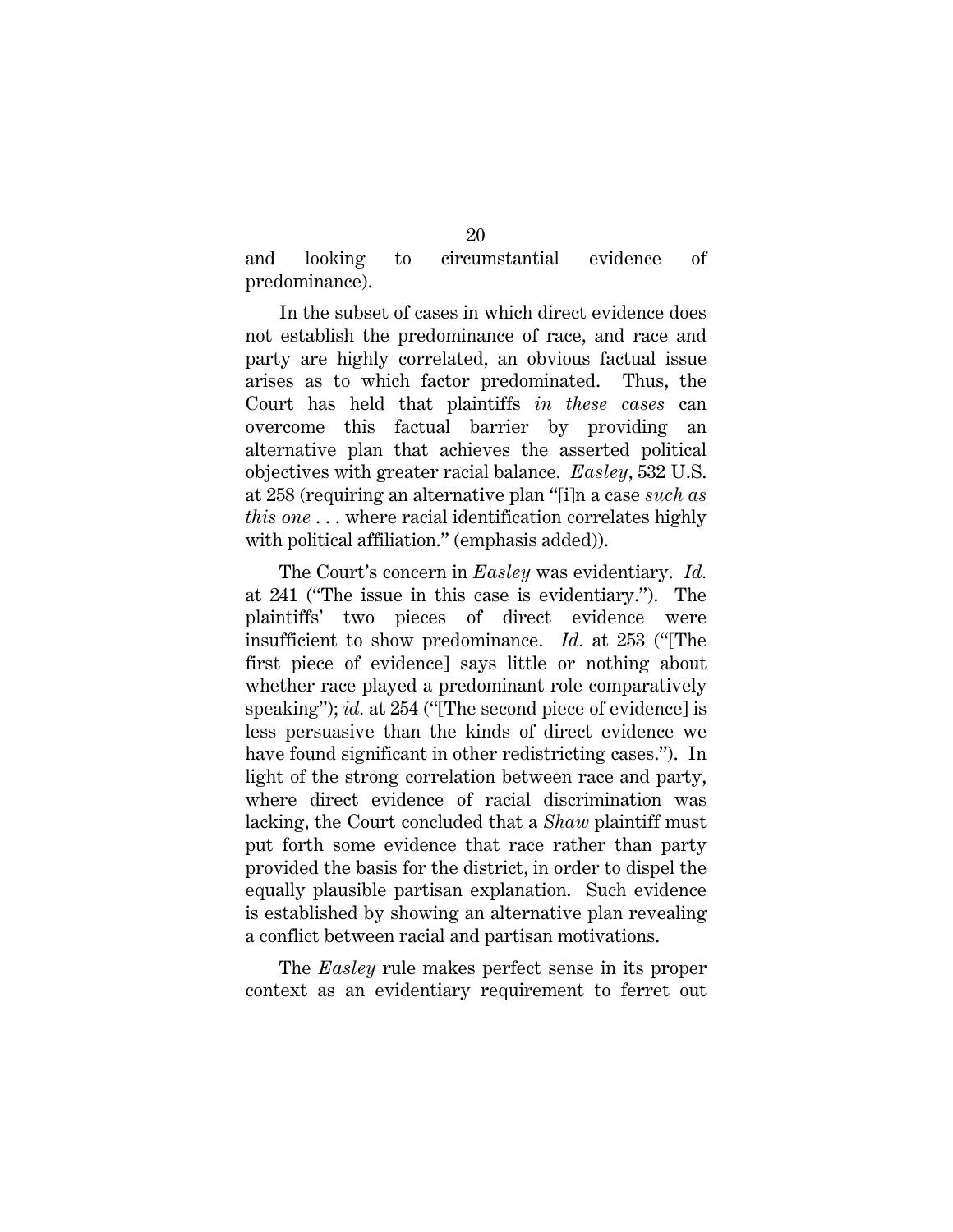and looking to circumstantial evidence of predominance).

In the subset of cases in which direct evidence does not establish the predominance of race, and race and party are highly correlated, an obvious factual issue arises as to which factor predominated. Thus, the Court has held that plaintiffs *in these cases* can overcome this factual barrier by providing an alternative plan that achieves the asserted political objectives with greater racial balance. *Easley*, 532 U.S. at 258 (requiring an alternative plan "[i]n a case *such as this one* . . . where racial identification correlates highly with political affiliation." (emphasis added)).

The Court's concern in *Easley* was evidentiary. *Id.* at 241 ("The issue in this case is evidentiary."). The plaintiffs' two pieces of direct evidence were insufficient to show predominance. *Id.* at 253 ("[The first piece of evidence] says little or nothing about whether race played a predominant role comparatively speaking"); *id.* at 254 ("[The second piece of evidence] is less persuasive than the kinds of direct evidence we have found significant in other redistricting cases."). In light of the strong correlation between race and party, where direct evidence of racial discrimination was lacking, the Court concluded that a *Shaw* plaintiff must put forth some evidence that race rather than party provided the basis for the district, in order to dispel the equally plausible partisan explanation. Such evidence is established by showing an alternative plan revealing a conflict between racial and partisan motivations.

The *Easley* rule makes perfect sense in its proper context as an evidentiary requirement to ferret out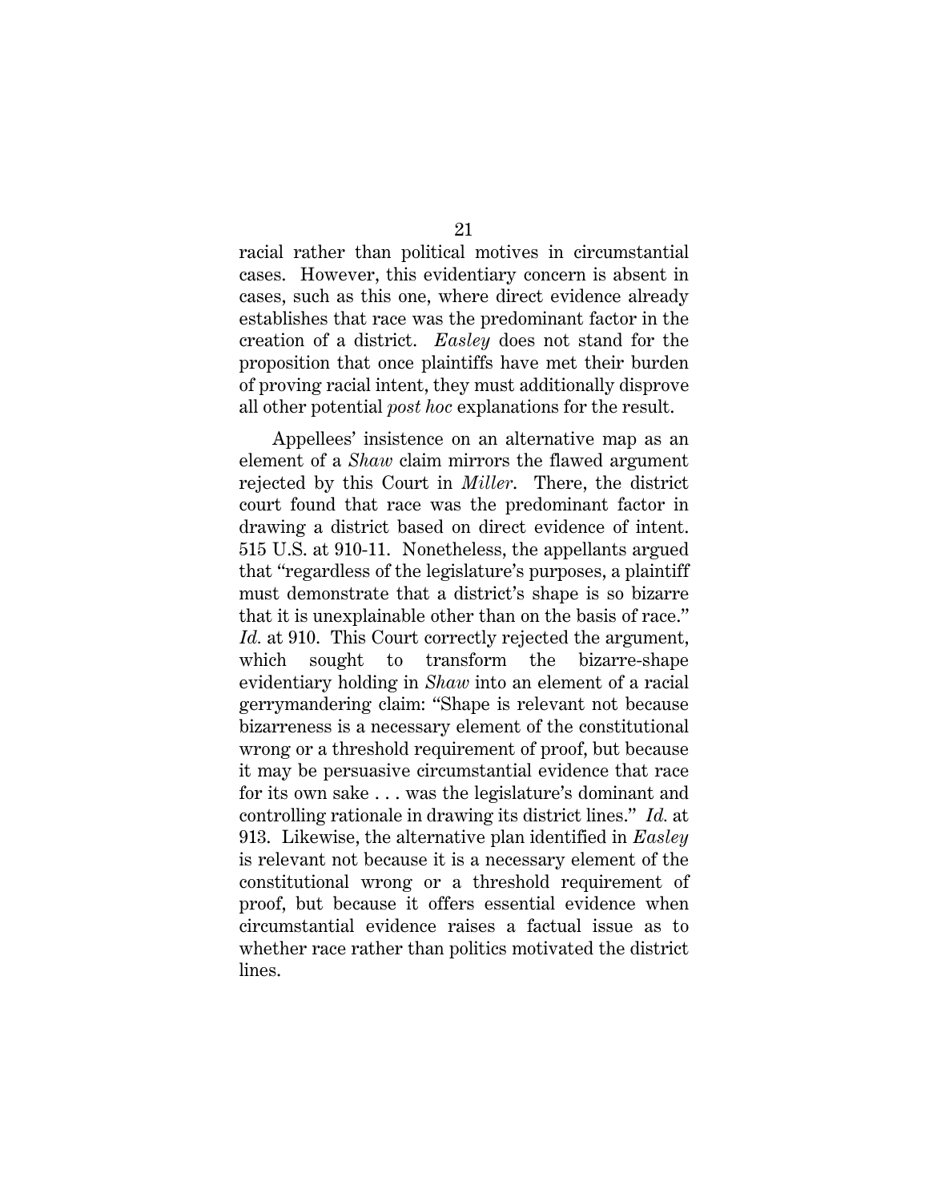racial rather than political motives in circumstantial cases. However, this evidentiary concern is absent in cases, such as this one, where direct evidence already establishes that race was the predominant factor in the creation of a district. *Easley* does not stand for the proposition that once plaintiffs have met their burden of proving racial intent, they must additionally disprove all other potential *post hoc* explanations for the result.

Appellees' insistence on an alternative map as an element of a *Shaw* claim mirrors the flawed argument rejected by this Court in *Miller*. There, the district court found that race was the predominant factor in drawing a district based on direct evidence of intent. 515 U.S. at 910-11. Nonetheless, the appellants argued that "regardless of the legislature's purposes, a plaintiff must demonstrate that a district's shape is so bizarre that it is unexplainable other than on the basis of race." *Id.* at 910. This Court correctly rejected the argument, which sought to transform the bizarre-shape evidentiary holding in *Shaw* into an element of a racial gerrymandering claim: "Shape is relevant not because bizarreness is a necessary element of the constitutional wrong or a threshold requirement of proof, but because it may be persuasive circumstantial evidence that race for its own sake . . . was the legislature's dominant and controlling rationale in drawing its district lines." *Id.* at 913. Likewise, the alternative plan identified in *Easley* is relevant not because it is a necessary element of the constitutional wrong or a threshold requirement of proof, but because it offers essential evidence when circumstantial evidence raises a factual issue as to whether race rather than politics motivated the district lines.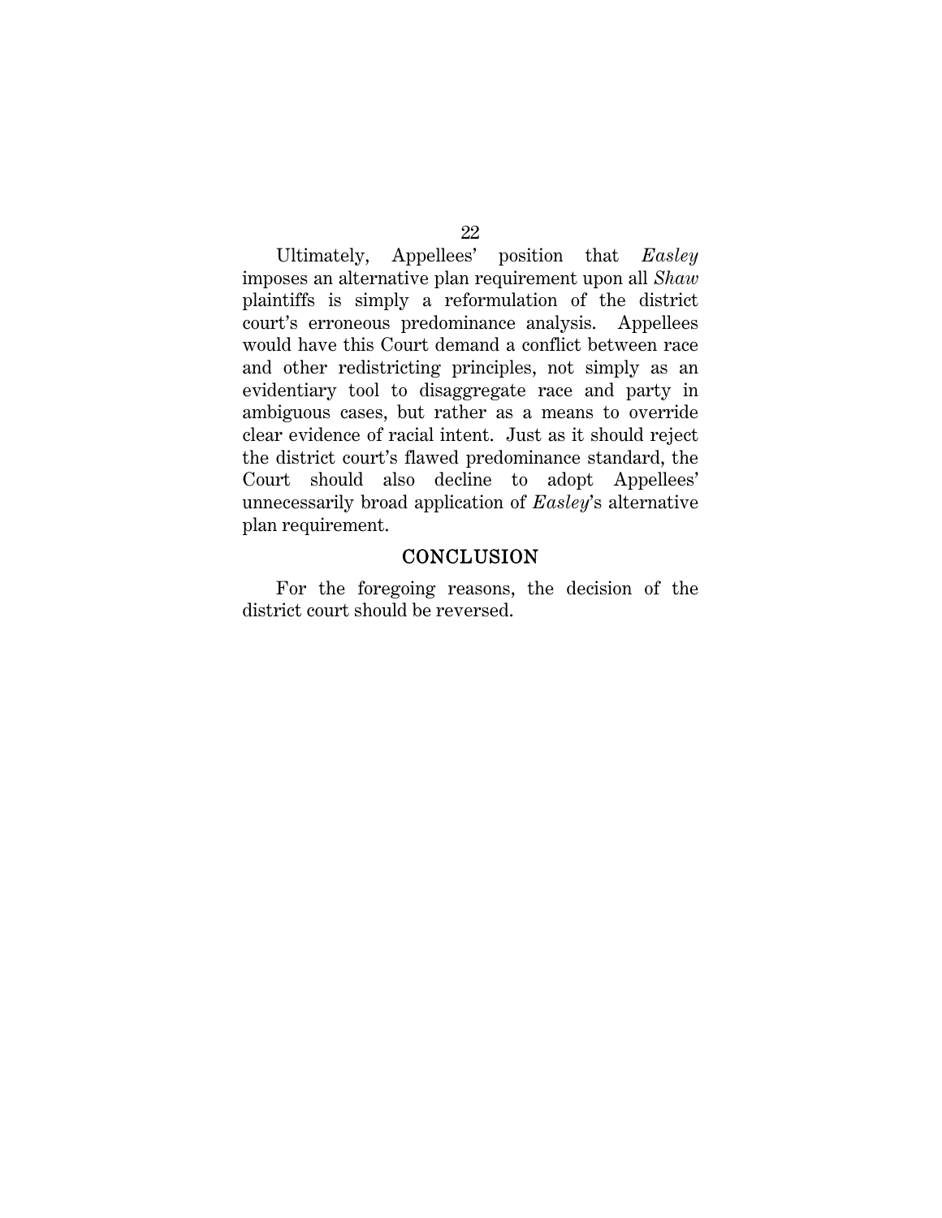Ultimately, Appellees' position that *Easley* imposes an alternative plan requirement upon all *Shaw* plaintiffs is simply a reformulation of the district court's erroneous predominance analysis. Appellees would have this Court demand a conflict between race and other redistricting principles, not simply as an evidentiary tool to disaggregate race and party in ambiguous cases, but rather as a means to override clear evidence of racial intent. Just as it should reject the district court's flawed predominance standard, the Court should also decline to adopt Appellees' unnecessarily broad application of *Easley*'s alternative plan requirement.

## CONCLUSION

For the foregoing reasons, the decision of the district court should be reversed.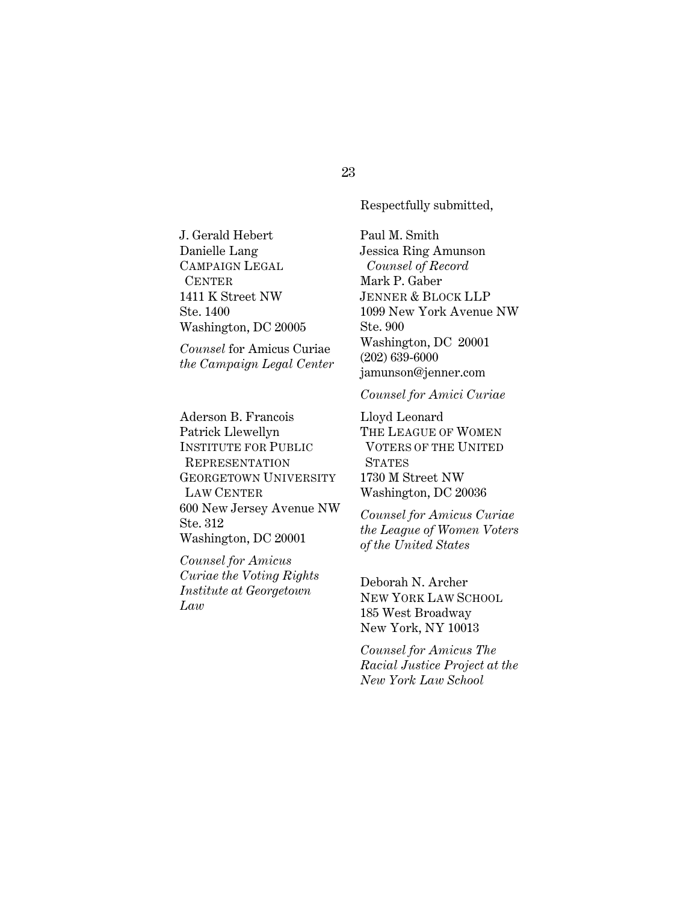Respectfully submitted,

Paul M. Smith
Jessica Ring Amunson
*Counsel of Record*
Mark P. Gaber
JENNER & BLOCK LLP
1099 New York Avenue NW
Ste. 900
Washington, DC 20001
(202) 639-6000
jamunson@jenner.com

*Counsel for Amici Curiae*

J. Gerald Hebert
Danielle Lang
CAMPAIGN LEGAL CENTER
1411 K Street NW
Ste. 1400
Washington, DC 20005

*Counsel* for Amicus Curiae *the Campaign Legal Center*

Aderson B. Francois
Patrick Llewellyn
INSTITUTE FOR PUBLIC REPRESENTATION
GEORGETOWN UNIVERSITY LAW CENTER
600 New Jersey Avenue NW
Ste. 312
Washington, DC 20001

*Counsel for Amicus Curiae the Voting Rights Institute at Georgetown Law*

Lloyd Leonard
THE LEAGUE OF WOMEN VOTERS OF THE UNITED STATES
1730 M Street NW
Washington, DC 20036

*Counsel for Amicus Curiae the League of Women Voters of the United States*

Deborah N. Archer
NEW YORK LAW SCHOOL
185 West Broadway
New York, NY 10013

*Counsel for Amicus The Racial Justice Project at the New York Law School*